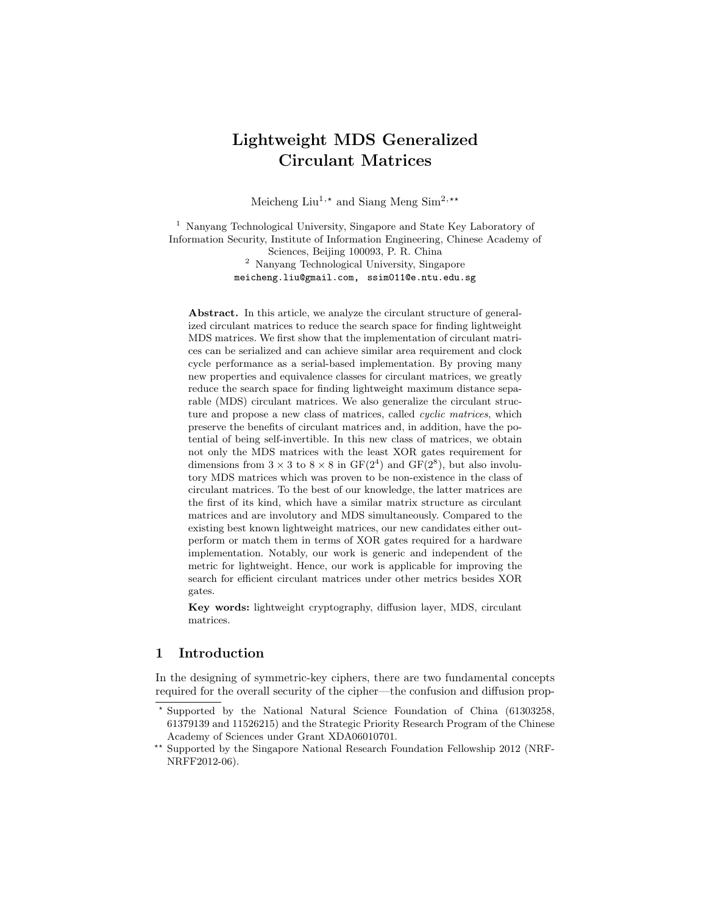# Lightweight MDS Generalized Circulant Matrices

Meicheng Liu[1,⋆] and Siang Meng Sim[2,⋆⋆]

[1] Nanyang Technological University, Singapore and State Key Laboratory of Information Security, Institute of Information Engineering, Chinese Academy of Sciences, Beijing 100093, P. R. China
[2] Nanyang Technological University, Singapore
`meicheng.liu@gmail.com, ssim011@e.ntu.edu.sg`

**Abstract.** In this article, we analyze the circulant structure of generalized circulant matrices to reduce the search space for finding lightweight MDS matrices. We first show that the implementation of circulant matrices can be serialized and can achieve similar area requirement and clock cycle performance as a serial-based implementation. By proving many new properties and equivalence classes for circulant matrices, we greatly reduce the search space for finding lightweight maximum distance separable (MDS) circulant matrices. We also generalize the circulant structure and propose a new class of matrices, called *cyclic matrices*, which preserve the benefits of circulant matrices and, in addition, have the potential of being self-invertible. In this new class of matrices, we obtain not only the MDS matrices with the least XOR gates requirement for dimensions from $3 \times 3$ to $8 \times 8$ in $\mathrm{GF}(2^4)$ and $\mathrm{GF}(2^8)$, but also involutory MDS matrices which was proven to be non-existence in the class of circulant matrices. To the best of our knowledge, the latter matrices are the first of its kind, which have a similar matrix structure as circulant matrices and are involutory and MDS simultaneously. Compared to the existing best known lightweight matrices, our new candidates either outperform or match them in terms of XOR gates required for a hardware implementation. Notably, our work is generic and independent of the metric for lightweight. Hence, our work is applicable for improving the search for efficient circulant matrices under other metrics besides XOR gates.

**Key words:** lightweight cryptography, diffusion layer, MDS, circulant matrices.

## 1 Introduction

In the designing of symmetric-key ciphers, there are two fundamental concepts required for the overall security of the cipher—the confusion and diffusion prop-

---

⋆ Supported by the National Natural Science Foundation of China (61303258, 61379139 and 11526215) and the Strategic Priority Research Program of the Chinese Academy of Sciences under Grant XDA06010701.

⋆⋆ Supported by the Singapore National Research Foundation Fellowship 2012 (NRF-NRFF2012-06).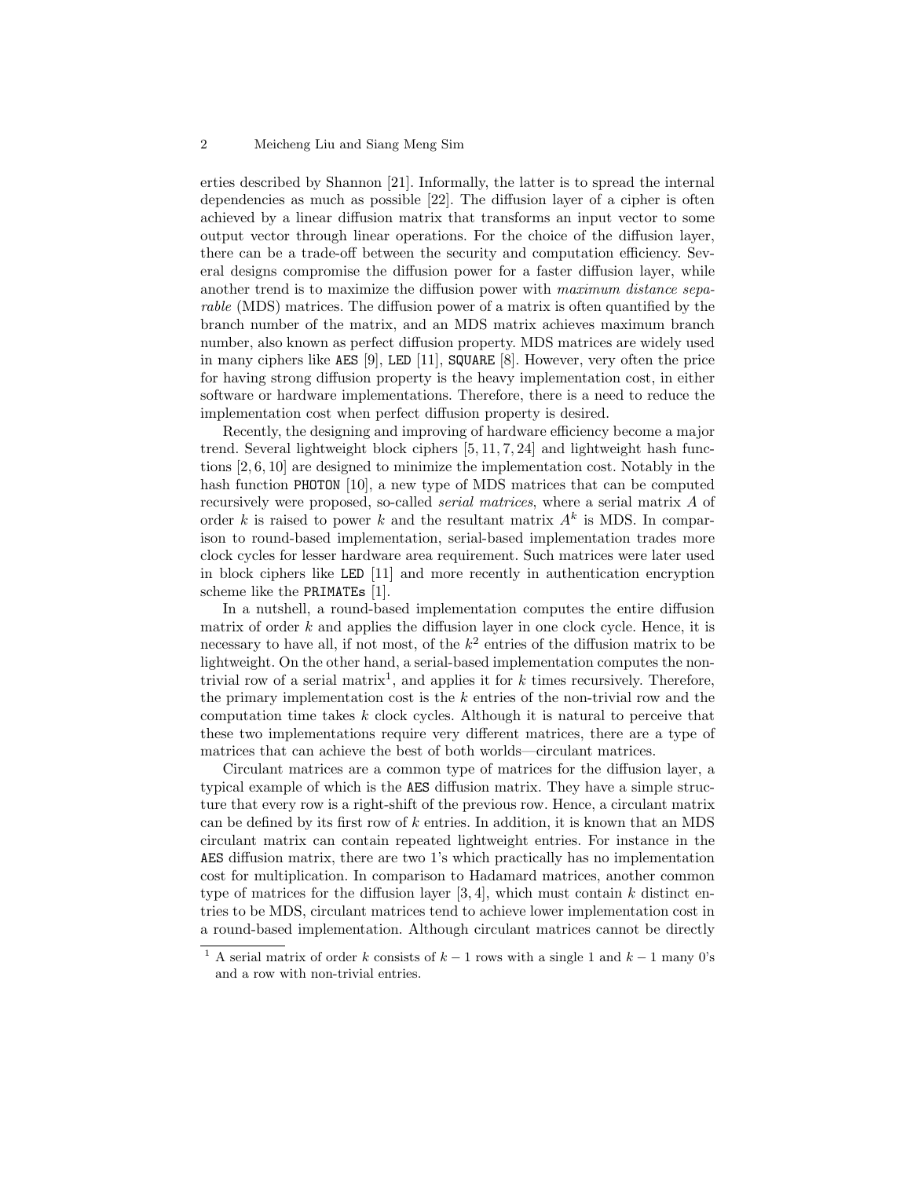erties described by Shannon [21]. Informally, the latter is to spread the internal dependencies as much as possible [22]. The diffusion layer of a cipher is often achieved by a linear diffusion matrix that transforms an input vector to some output vector through linear operations. For the choice of the diffusion layer, there can be a trade-off between the security and computation efficiency. Several designs compromise the diffusion power for a faster diffusion layer, while another trend is to maximize the diffusion power with *maximum distance separable* (MDS) matrices. The diffusion power of a matrix is often quantified by the branch number of the matrix, and an MDS matrix achieves maximum branch number, also known as perfect diffusion property. MDS matrices are widely used in many ciphers like `AES` [9], `LED` [11], `SQUARE` [8]. However, very often the price for having strong diffusion property is the heavy implementation cost, in either software or hardware implementations. Therefore, there is a need to reduce the implementation cost when perfect diffusion property is desired.

Recently, the designing and improving of hardware efficiency become a major trend. Several lightweight block ciphers [5, 11, 7, 24] and lightweight hash functions [2, 6, 10] are designed to minimize the implementation cost. Notably in the hash function `PHOTON` [10], a new type of MDS matrices that can be computed recursively were proposed, so-called *serial matrices*, where a serial matrix $A$ of order $k$ is raised to power $k$ and the resultant matrix $A^k$ is MDS. In comparison to round-based implementation, serial-based implementation trades more clock cycles for lesser hardware area requirement. Such matrices were later used in block ciphers like `LED` [11] and more recently in authentication encryption scheme like the `PRIMATEs` [1].

In a nutshell, a round-based implementation computes the entire diffusion matrix of order $k$ and applies the diffusion layer in one clock cycle. Hence, it is necessary to have all, if not most, of the $k^2$ entries of the diffusion matrix to be lightweight. On the other hand, a serial-based implementation computes the non-trivial row of a serial matrix[1], and applies it for $k$ times recursively. Therefore, the primary implementation cost is the $k$ entries of the non-trivial row and the computation time takes $k$ clock cycles. Although it is natural to perceive that these two implementations require very different matrices, there are a type of matrices that can achieve the best of both worlds—circulant matrices.

Circulant matrices are a common type of matrices for the diffusion layer, a typical example of which is the `AES` diffusion matrix. They have a simple structure that every row is a right-shift of the previous row. Hence, a circulant matrix can be defined by its first row of $k$ entries. In addition, it is known that an MDS circulant matrix can contain repeated lightweight entries. For instance in the `AES` diffusion matrix, there are two 1's which practically has no implementation cost for multiplication. In comparison to Hadamard matrices, another common type of matrices for the diffusion layer [3, 4], which must contain $k$ distinct entries to be MDS, circulant matrices tend to achieve lower implementation cost in a round-based implementation. Although circulant matrices cannot be directly

[1] A serial matrix of order $k$ consists of $k-1$ rows with a single 1 and $k-1$ many 0's and a row with non-trivial entries.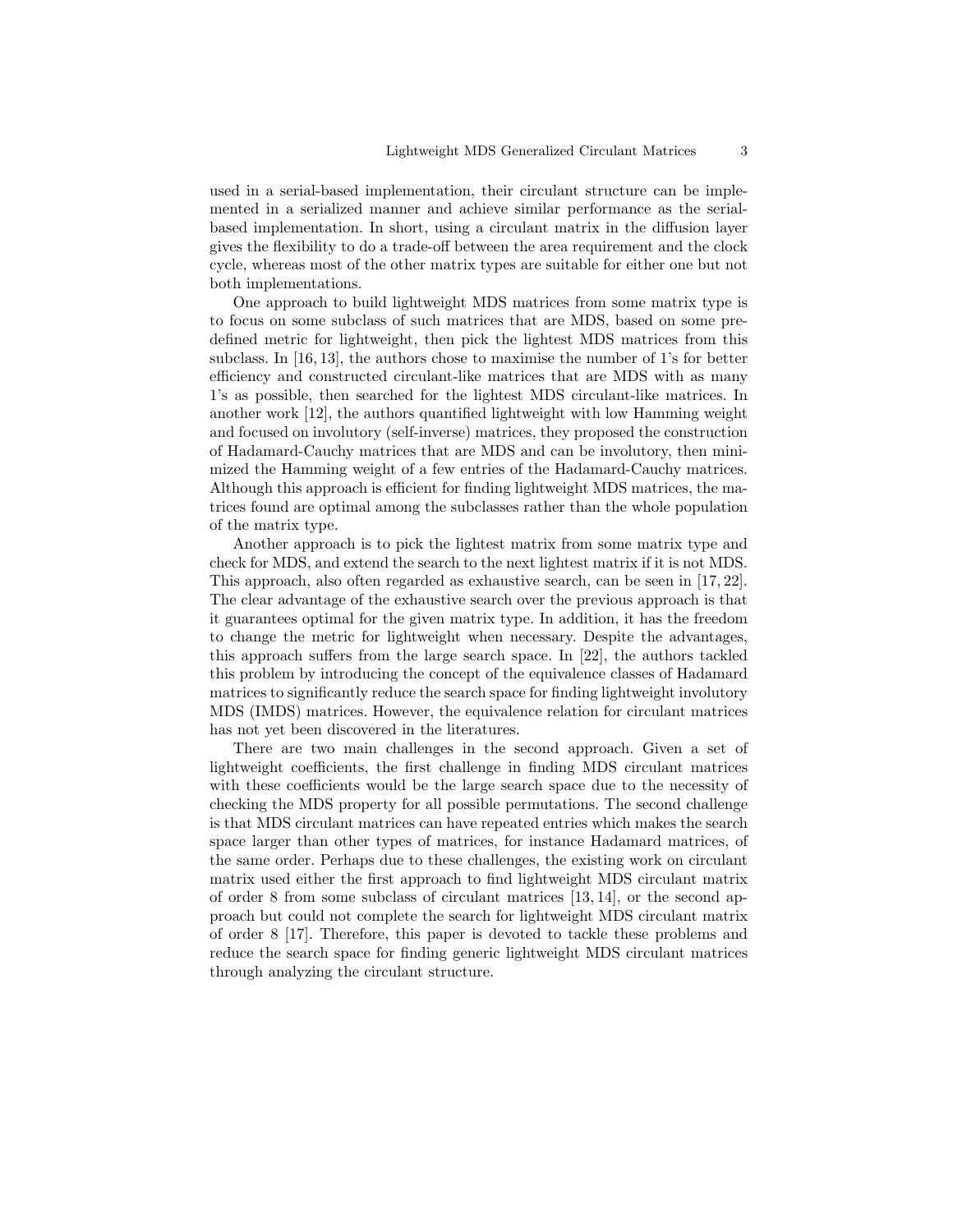used in a serial-based implementation, their circulant structure can be implemented in a serialized manner and achieve similar performance as the serial-based implementation. In short, using a circulant matrix in the diffusion layer gives the flexibility to do a trade-off between the area requirement and the clock cycle, whereas most of the other matrix types are suitable for either one but not both implementations.

One approach to build lightweight MDS matrices from some matrix type is to focus on some subclass of such matrices that are MDS, based on some pre-defined metric for lightweight, then pick the lightest MDS matrices from this subclass. In [16, 13], the authors chose to maximise the number of 1's for better efficiency and constructed circulant-like matrices that are MDS with as many 1's as possible, then searched for the lightest MDS circulant-like matrices. In another work [12], the authors quantified lightweight with low Hamming weight and focused on involutory (self-inverse) matrices, they proposed the construction of Hadamard-Cauchy matrices that are MDS and can be involutory, then minimized the Hamming weight of a few entries of the Hadamard-Cauchy matrices. Although this approach is efficient for finding lightweight MDS matrices, the matrices found are optimal among the subclasses rather than the whole population of the matrix type.

Another approach is to pick the lightest matrix from some matrix type and check for MDS, and extend the search to the next lightest matrix if it is not MDS. This approach, also often regarded as exhaustive search, can be seen in [17, 22]. The clear advantage of the exhaustive search over the previous approach is that it guarantees optimal for the given matrix type. In addition, it has the freedom to change the metric for lightweight when necessary. Despite the advantages, this approach suffers from the large search space. In [22], the authors tackled this problem by introducing the concept of the equivalence classes of Hadamard matrices to significantly reduce the search space for finding lightweight involutory MDS (IMDS) matrices. However, the equivalence relation for circulant matrices has not yet been discovered in the literatures.

There are two main challenges in the second approach. Given a set of lightweight coefficients, the first challenge in finding MDS circulant matrices with these coefficients would be the large search space due to the necessity of checking the MDS property for all possible permutations. The second challenge is that MDS circulant matrices can have repeated entries which makes the search space larger than other types of matrices, for instance Hadamard matrices, of the same order. Perhaps due to these challenges, the existing work on circulant matrix used either the first approach to find lightweight MDS circulant matrix of order 8 from some subclass of circulant matrices [13, 14], or the second approach but could not complete the search for lightweight MDS circulant matrix of order 8 [17]. Therefore, this paper is devoted to tackle these problems and reduce the search space for finding generic lightweight MDS circulant matrices through analyzing the circulant structure.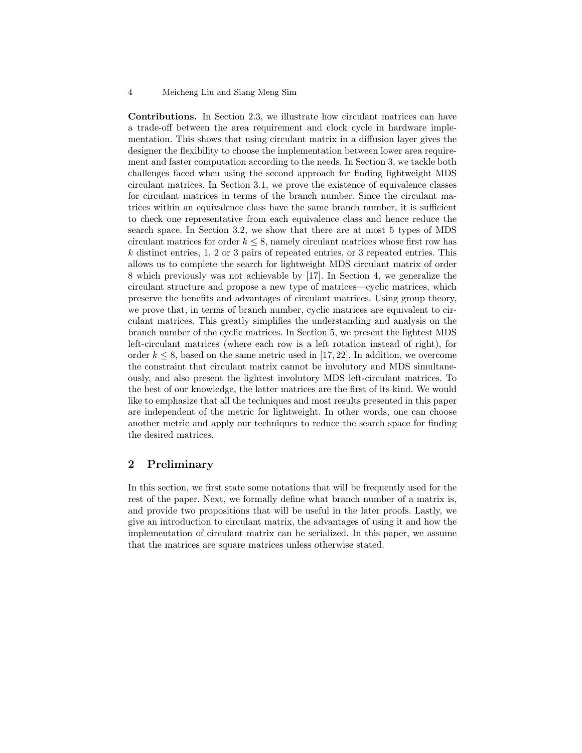**Contributions.** In Section 2.3, we illustrate how circulant matrices can have a trade-off between the area requirement and clock cycle in hardware implementation. This shows that using circulant matrix in a diffusion layer gives the designer the flexibility to choose the implementation between lower area requirement and faster computation according to the needs. In Section 3, we tackle both challenges faced when using the second approach for finding lightweight MDS circulant matrices. In Section 3.1, we prove the existence of equivalence classes for circulant matrices in terms of the branch number. Since the circulant matrices within an equivalence class have the same branch number, it is sufficient to check one representative from each equivalence class and hence reduce the search space. In Section 3.2, we show that there are at most 5 types of MDS circulant matrices for order $k \leq 8$, namely circulant matrices whose first row has $k$ distinct entries, 1, 2 or 3 pairs of repeated entries, or 3 repeated entries. This allows us to complete the search for lightweight MDS circulant matrix of order 8 which previously was not achievable by [17]. In Section 4, we generalize the circulant structure and propose a new type of matrices—cyclic matrices, which preserve the benefits and advantages of circulant matrices. Using group theory, we prove that, in terms of branch number, cyclic matrices are equivalent to circulant matrices. This greatly simplifies the understanding and analysis on the branch number of the cyclic matrices. In Section 5, we present the lightest MDS left-circulant matrices (where each row is a left rotation instead of right), for order $k \leq 8$, based on the same metric used in [17, 22]. In addition, we overcome the constraint that circulant matrix cannot be involutory and MDS simultaneously, and also present the lightest involutory MDS left-circulant matrices. To the best of our knowledge, the latter matrices are the first of its kind. We would like to emphasize that all the techniques and most results presented in this paper are independent of the metric for lightweight. In other words, one can choose another metric and apply our techniques to reduce the search space for finding the desired matrices.

## 2 Preliminary

In this section, we first state some notations that will be frequently used for the rest of the paper. Next, we formally define what branch number of a matrix is, and provide two propositions that will be useful in the later proofs. Lastly, we give an introduction to circulant matrix, the advantages of using it and how the implementation of circulant matrix can be serialized. In this paper, we assume that the matrices are square matrices unless otherwise stated.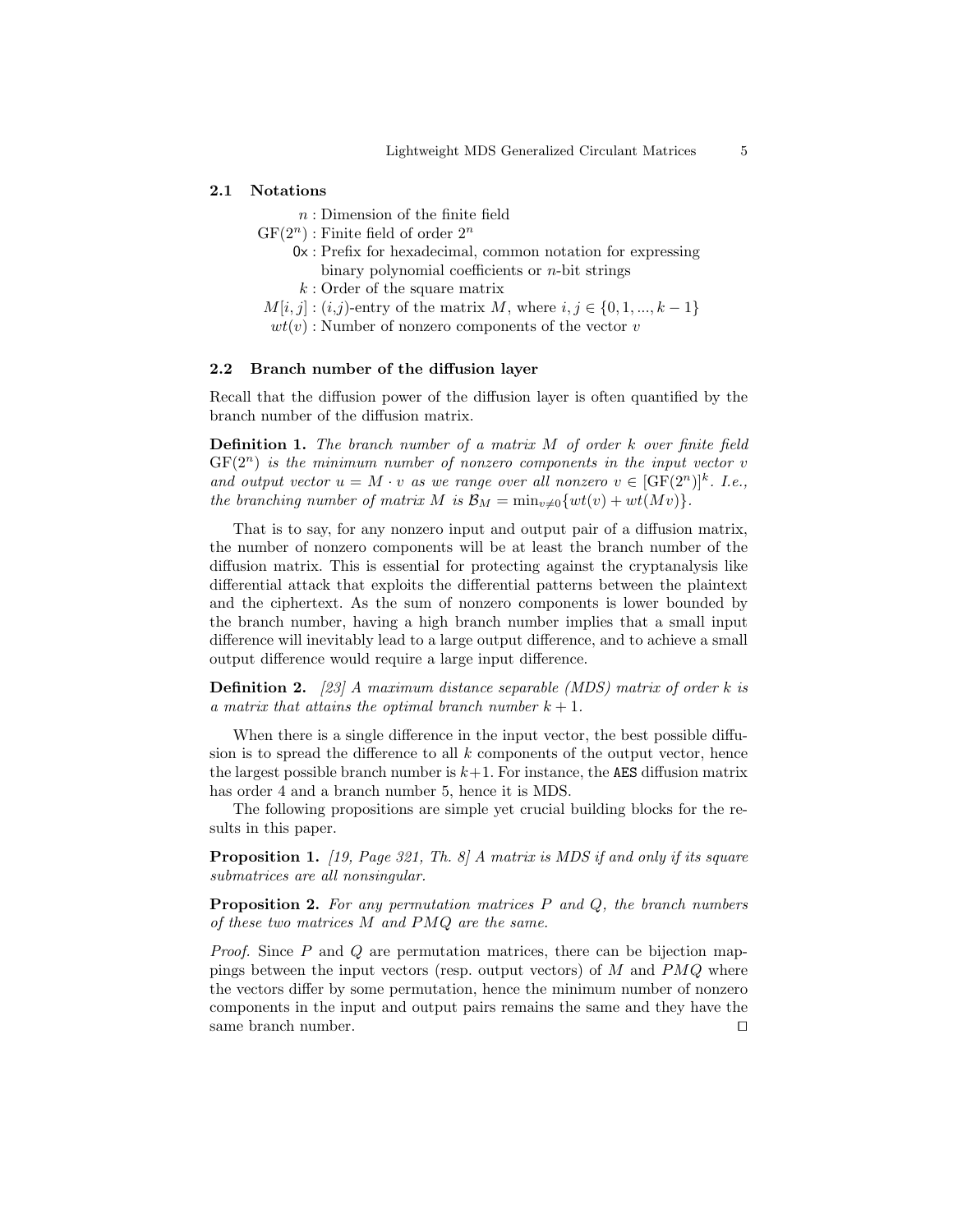### 2.1 Notations

$n$ : Dimension of the finite field
$\mathrm{GF}(2^n)$ : Finite field of order $2^n$
`0x` : Prefix for hexadecimal, common notation for expressing binary polynomial coefficients or $n$-bit strings
$k$ : Order of the square matrix
$M[i,j]$ : $(i,j)$-entry of the matrix $M$, where $i, j \in \{0, 1, ..., k-1\}$
$wt(v)$ : Number of nonzero components of the vector $v$

### 2.2 Branch number of the diffusion layer

Recall that the diffusion power of the diffusion layer is often quantified by the branch number of the diffusion matrix.

**Definition 1.** *The branch number of a matrix $M$ of order $k$ over finite field $\mathrm{GF}(2^n)$ is the minimum number of nonzero components in the input vector $v$ and output vector $u = M \cdot v$ as we range over all nonzero $v \in [\mathrm{GF}(2^n)]^k$. I.e., the branching number of matrix $M$ is $\mathcal{B}_M = \min_{v \neq 0}\{wt(v) + wt(Mv)\}$.*

That is to say, for any nonzero input and output pair of a diffusion matrix, the number of nonzero components will be at least the branch number of the diffusion matrix. This is essential for protecting against the cryptanalysis like differential attack that exploits the differential patterns between the plaintext and the ciphertext. As the sum of nonzero components is lower bounded by the branch number, having a high branch number implies that a small input difference will inevitably lead to a large output difference, and to achieve a small output difference would require a large input difference.

**Definition 2.** *[23] A maximum distance separable (MDS) matrix of order $k$ is a matrix that attains the optimal branch number $k+1$.*

When there is a single difference in the input vector, the best possible diffusion is to spread the difference to all $k$ components of the output vector, hence the largest possible branch number is $k+1$. For instance, the `AES` diffusion matrix has order 4 and a branch number 5, hence it is MDS.

The following propositions are simple yet crucial building blocks for the results in this paper.

**Proposition 1.** *[19, Page 321, Th. 8] A matrix is MDS if and only if its square submatrices are all nonsingular.*

**Proposition 2.** *For any permutation matrices $P$ and $Q$, the branch numbers of these two matrices $M$ and $PMQ$ are the same.*

*Proof.* Since $P$ and $Q$ are permutation matrices, there can be bijection mappings between the input vectors (resp. output vectors) of $M$ and $PMQ$ where the vectors differ by some permutation, hence the minimum number of nonzero components in the input and output pairs remains the same and they have the same branch number. □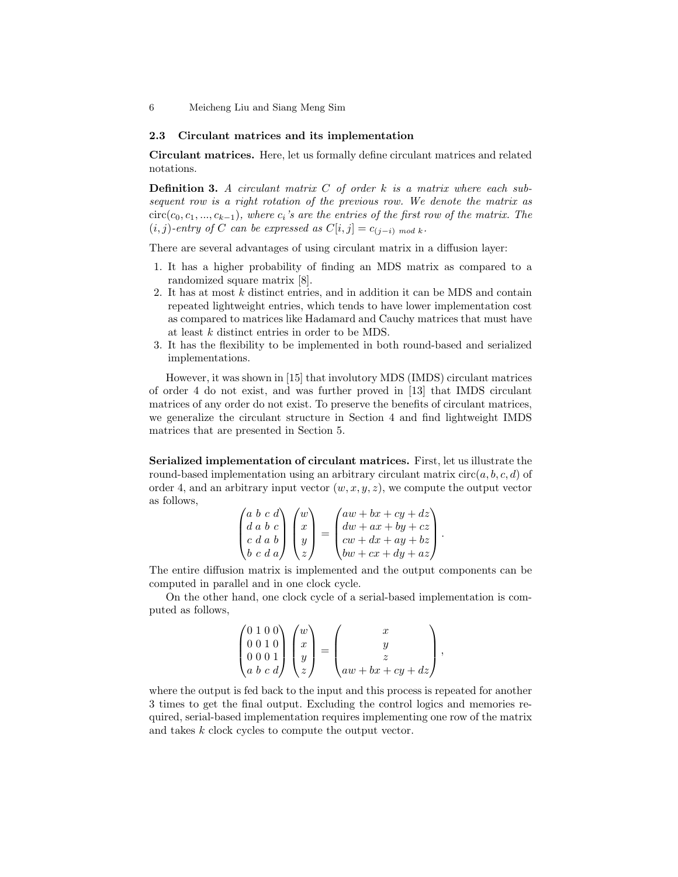### 2.3 Circulant matrices and its implementation

**Circulant matrices.** Here, let us formally define circulant matrices and related notations.

**Definition 3.** *A circulant matrix $C$ of order $k$ is a matrix where each subsequent row is a right rotation of the previous row. We denote the matrix as $\mathrm{circ}(c_0, c_1, ..., c_{k-1})$, where $c_i$'s are the entries of the first row of the matrix. The $(i, j)$-entry of $C$ can be expressed as $C[i, j] = c_{(j-i) \bmod k}$.*

There are several advantages of using circulant matrix in a diffusion layer:

1. It has a higher probability of finding an MDS matrix as compared to a randomized square matrix [8].
2. It has at most $k$ distinct entries, and in addition it can be MDS and contain repeated lightweight entries, which tends to have lower implementation cost as compared to matrices like Hadamard and Cauchy matrices that must have at least $k$ distinct entries in order to be MDS.
3. It has the flexibility to be implemented in both round-based and serialized implementations.

However, it was shown in [15] that involutory MDS (IMDS) circulant matrices of order 4 do not exist, and was further proved in [13] that IMDS circulant matrices of any order do not exist. To preserve the benefits of circulant matrices, we generalize the circulant structure in Section 4 and find lightweight IMDS matrices that are presented in Section 5.

**Serialized implementation of circulant matrices.** First, let us illustrate the round-based implementation using an arbitrary circulant matrix $\mathrm{circ}(a, b, c, d)$ of order 4, and an arbitrary input vector $(w, x, y, z)$, we compute the output vector as follows,

$$\begin{pmatrix} a & b & c & d \\ d & a & b & c \\ c & d & a & b \\ b & c & d & a \end{pmatrix} \begin{pmatrix} w \\ x \\ y \\ z \end{pmatrix} = \begin{pmatrix} aw + bx + cy + dz \\ dw + ax + by + cz \\ cw + dx + ay + bz \\ bw + cx + dy + az \end{pmatrix}.$$

The entire diffusion matrix is implemented and the output components can be computed in parallel and in one clock cycle.

On the other hand, one clock cycle of a serial-based implementation is computed as follows,

$$\begin{pmatrix} 0 & 1 & 0 & 0 \\ 0 & 0 & 1 & 0 \\ 0 & 0 & 0 & 1 \\ a & b & c & d \end{pmatrix} \begin{pmatrix} w \\ x \\ y \\ z \end{pmatrix} = \begin{pmatrix} x \\ y \\ z \\ aw + bx + cy + dz \end{pmatrix},$$

where the output is fed back to the input and this process is repeated for another 3 times to get the final output. Excluding the control logics and memories required, serial-based implementation requires implementing one row of the matrix and takes $k$ clock cycles to compute the output vector.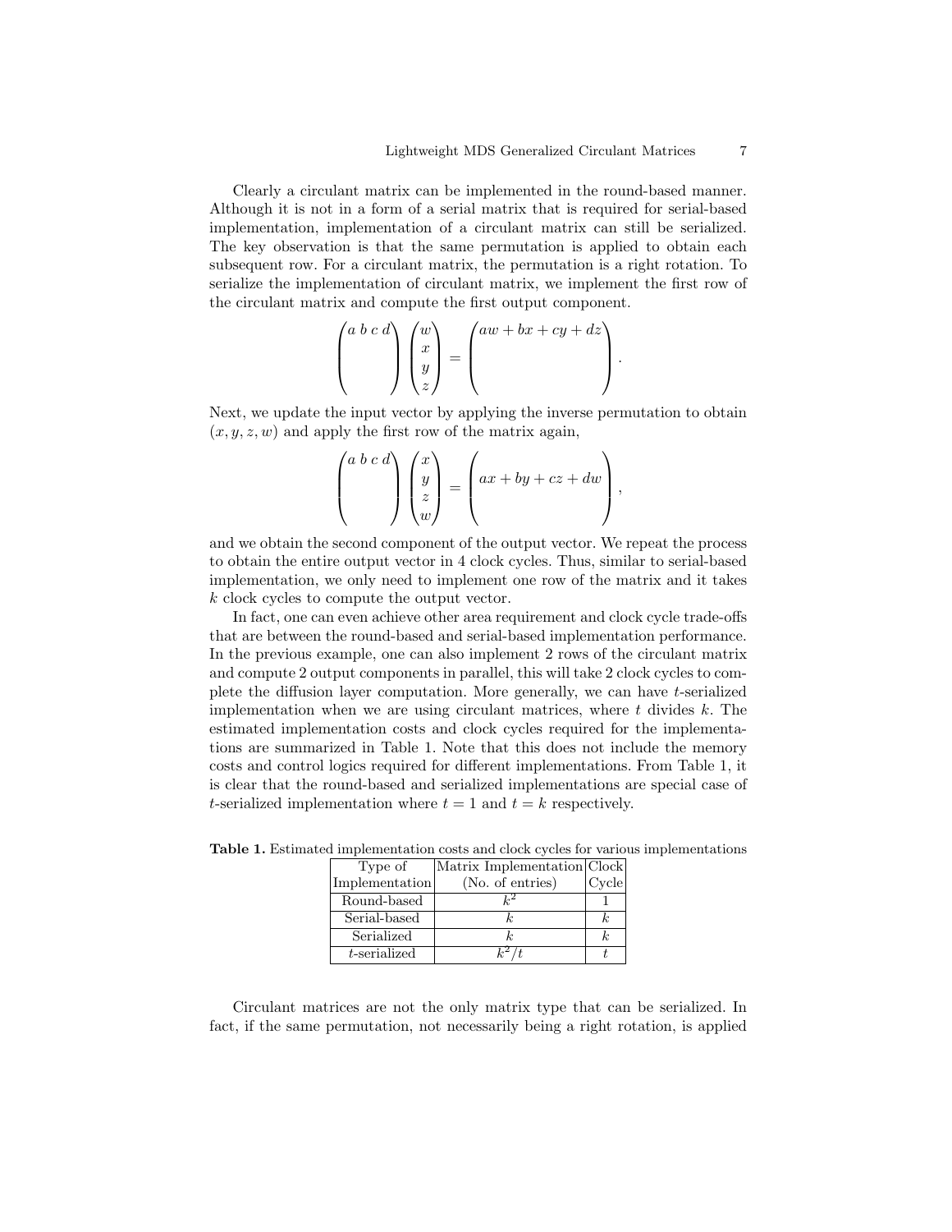Clearly a circulant matrix can be implemented in the round-based manner. Although it is not in a form of a serial matrix that is required for serial-based implementation, implementation of a circulant matrix can still be serialized. The key observation is that the same permutation is applied to obtain each subsequent row. For a circulant matrix, the permutation is a right rotation. To serialize the implementation of circulant matrix, we implement the first row of the circulant matrix and compute the first output component.

$$\begin{pmatrix} a\ b\ c\ d \\ \\ \\ \\ \end{pmatrix} \begin{pmatrix} w \\ x \\ y \\ z \end{pmatrix} = \begin{pmatrix} aw + bx + cy + dz \\ \\ \\ \\ \end{pmatrix}.$$

Next, we update the input vector by applying the inverse permutation to obtain $(x, y, z, w)$ and apply the first row of the matrix again,

$$\begin{pmatrix} a\ b\ c\ d \\ \\ \\ \\ \end{pmatrix} \begin{pmatrix} x \\ y \\ z \\ w \end{pmatrix} = \begin{pmatrix} \\ ax + by + cz + dw \\ \\ \\ \end{pmatrix},$$

and we obtain the second component of the output vector. We repeat the process to obtain the entire output vector in 4 clock cycles. Thus, similar to serial-based implementation, we only need to implement one row of the matrix and it takes $k$ clock cycles to compute the output vector.

In fact, one can even achieve other area requirement and clock cycle trade-offs that are between the round-based and serial-based implementation performance. In the previous example, one can also implement 2 rows of the circulant matrix and compute 2 output components in parallel, this will take 2 clock cycles to complete the diffusion layer computation. More generally, we can have $t$-serialized implementation when we are using circulant matrices, where $t$ divides $k$. The estimated implementation costs and clock cycles required for the implementations are summarized in Table 1. Note that this does not include the memory costs and control logics required for different implementations. From Table 1, it is clear that the round-based and serialized implementations are special case of $t$-serialized implementation where $t = 1$ and $t = k$ respectively.

**Table 1.** Estimated implementation costs and clock cycles for various implementations

| Type of Implementation | Matrix Implementation (No. of entries) | Clock Cycle |
|---|---|---|
| Round-based | $k^2$ | 1 |
| Serial-based | $k$ | $k$ |
| Serialized | $k$ | $k$ |
| $t$-serialized | $k^2/t$ | $t$ |

Circulant matrices are not the only matrix type that can be serialized. In fact, if the same permutation, not necessarily being a right rotation, is applied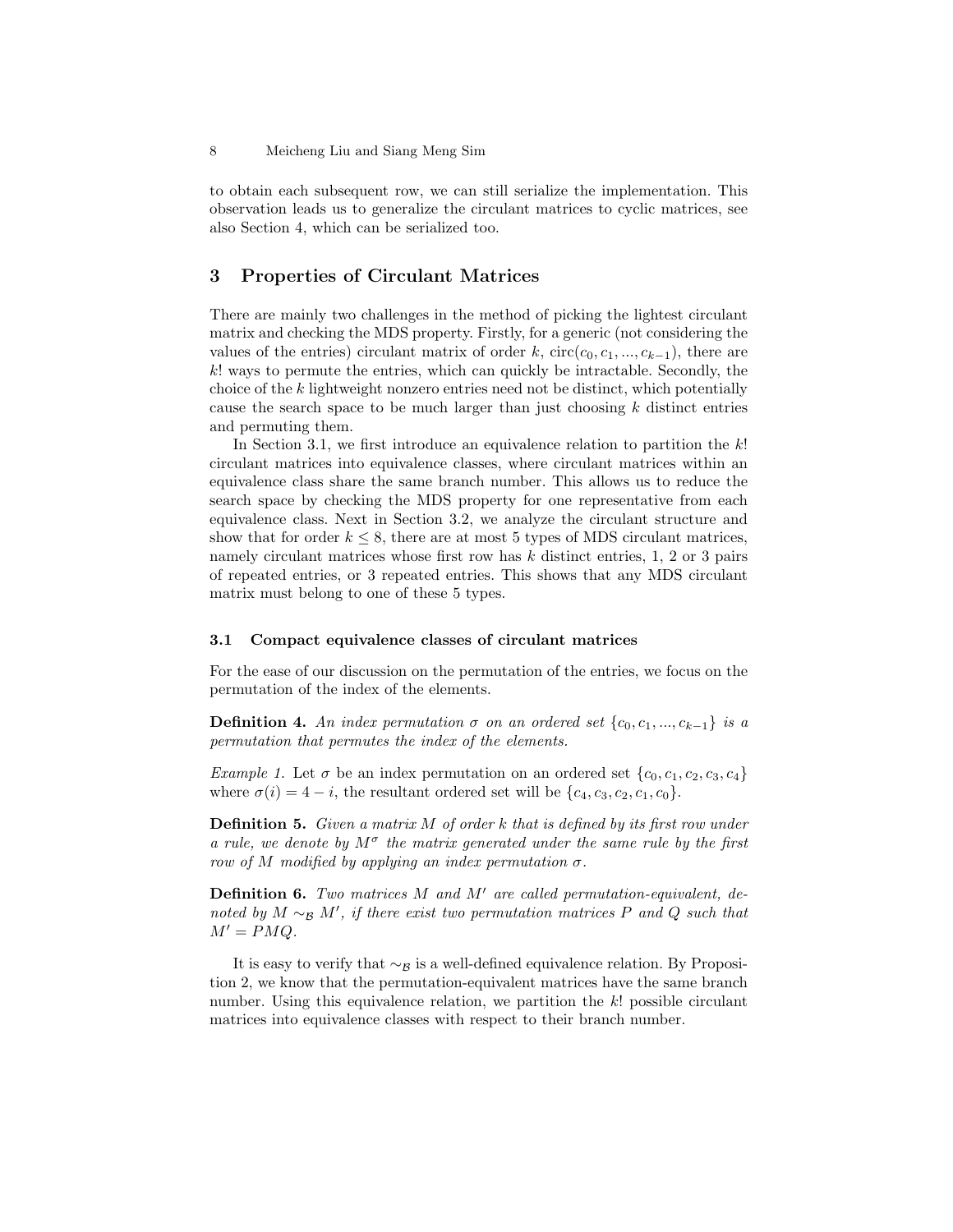to obtain each subsequent row, we can still serialize the implementation. This observation leads us to generalize the circulant matrices to cyclic matrices, see also Section 4, which can be serialized too.

## 3 Properties of Circulant Matrices

There are mainly two challenges in the method of picking the lightest circulant matrix and checking the MDS property. Firstly, for a generic (not considering the values of the entries) circulant matrix of order $k$, $\mathrm{circ}(c_0, c_1, ..., c_{k-1})$, there are $k!$ ways to permute the entries, which can quickly be intractable. Secondly, the choice of the $k$ lightweight nonzero entries need not be distinct, which potentially cause the search space to be much larger than just choosing $k$ distinct entries and permuting them.

In Section 3.1, we first introduce an equivalence relation to partition the $k!$ circulant matrices into equivalence classes, where circulant matrices within an equivalence class share the same branch number. This allows us to reduce the search space by checking the MDS property for one representative from each equivalence class. Next in Section 3.2, we analyze the circulant structure and show that for order $k \leq 8$, there are at most 5 types of MDS circulant matrices, namely circulant matrices whose first row has $k$ distinct entries, 1, 2 or 3 pairs of repeated entries, or 3 repeated entries. This shows that any MDS circulant matrix must belong to one of these 5 types.

### 3.1 Compact equivalence classes of circulant matrices

For the ease of our discussion on the permutation of the entries, we focus on the permutation of the index of the elements.

**Definition 4.** *An index permutation $\sigma$ on an ordered set $\{c_0, c_1, ..., c_{k-1}\}$ is a permutation that permutes the index of the elements.*

*Example 1.* Let $\sigma$ be an index permutation on an ordered set $\{c_0, c_1, c_2, c_3, c_4\}$ where $\sigma(i) = 4 - i$, the resultant ordered set will be $\{c_4, c_3, c_2, c_1, c_0\}$.

**Definition 5.** *Given a matrix $M$ of order $k$ that is defined by its first row under a rule, we denote by $M^\sigma$ the matrix generated under the same rule by the first row of $M$ modified by applying an index permutation $\sigma$.*

**Definition 6.** *Two matrices $M$ and $M'$ are called permutation-equivalent, denoted by $M \sim_{\mathcal{B}} M'$, if there exist two permutation matrices $P$ and $Q$ such that $M' = PMQ$.*

It is easy to verify that $\sim_{\mathcal{B}}$ is a well-defined equivalence relation. By Proposition 2, we know that the permutation-equivalent matrices have the same branch number. Using this equivalence relation, we partition the $k!$ possible circulant matrices into equivalence classes with respect to their branch number.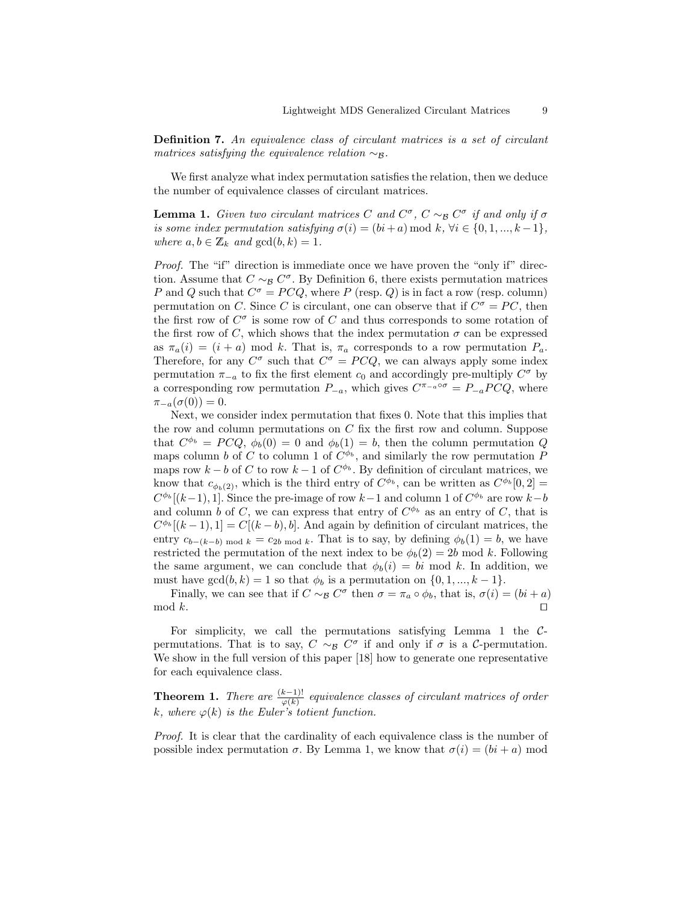**Definition 7.** *An equivalence class of circulant matrices is a set of circulant matrices satisfying the equivalence relation $\sim_{\mathcal{B}}$.*

We first analyze what index permutation satisfies the relation, then we deduce the number of equivalence classes of circulant matrices.

**Lemma 1.** *Given two circulant matrices $C$ and $C^{\sigma}$, $C \sim_{\mathcal{B}} C^{\sigma}$ if and only if $\sigma$ is some index permutation satisfying $\sigma(i) = (bi + a) \bmod k$, $\forall i \in \{0, 1, ..., k-1\}$, where $a, b \in \mathbb{Z}_k$ and $\gcd(b, k) = 1$.*

*Proof.* The "if" direction is immediate once we have proven the "only if" direction. Assume that $C \sim_{\mathcal{B}} C^{\sigma}$. By Definition 6, there exists permutation matrices $P$ and $Q$ such that $C^{\sigma} = PCQ$, where $P$ (resp. $Q$) is in fact a row (resp. column) permutation on $C$. Since $C$ is circulant, one can observe that if $C^{\sigma} = PC$, then the first row of $C^{\sigma}$ is some row of $C$ and thus corresponds to some rotation of the first row of $C$, which shows that the index permutation $\sigma$ can be expressed as $\pi_a(i) = (i + a) \bmod k$. That is, $\pi_a$ corresponds to a row permutation $P_a$. Therefore, for any $C^{\sigma}$ such that $C^{\sigma} = PCQ$, we can always apply some index permutation $\pi_{-a}$ to fix the first element $c_0$ and accordingly pre-multiply $C^{\sigma}$ by a corresponding row permutation $P_{-a}$, which gives $C^{\pi_{-a} \circ \sigma} = P_{-a}PCQ$, where $\pi_{-a}(\sigma(0)) = 0$.

Next, we consider index permutation that fixes 0. Note that this implies that the row and column permutations on $C$ fix the first row and column. Suppose that $C^{\phi_b} = PCQ$, $\phi_b(0) = 0$ and $\phi_b(1) = b$, then the column permutation $Q$ maps column $b$ of $C$ to column 1 of $C^{\phi_b}$, and similarly the row permutation $P$ maps row $k - b$ of $C$ to row $k - 1$ of $C^{\phi_b}$. By definition of circulant matrices, we know that $c_{\phi_b(2)}$, which is the third entry of $C^{\phi_b}$, can be written as $C^{\phi_b}[0, 2] = C^{\phi_b}[(k-1), 1]$. Since the pre-image of row $k-1$ and column 1 of $C^{\phi_b}$ are row $k-b$ and column $b$ of $C$, we can express that entry of $C^{\phi_b}$ as an entry of $C$, that is $C^{\phi_b}[(k-1), 1] = C[(k-b), b]$. And again by definition of circulant matrices, the entry $c_{b-(k-b) \bmod k} = c_{2b \bmod k}$. That is to say, by defining $\phi_b(1) = b$, we have restricted the permutation of the next index to be $\phi_b(2) = 2b \bmod k$. Following the same argument, we can conclude that $\phi_b(i) = bi \bmod k$. In addition, we must have $\gcd(b, k) = 1$ so that $\phi_b$ is a permutation on $\{0, 1, ..., k-1\}$.

Finally, we can see that if $C \sim_{\mathcal{B}} C^{\sigma}$ then $\sigma = \pi_a \circ \phi_b$, that is, $\sigma(i) = (bi + a) \bmod k$. $\square$

For simplicity, we call the permutations satisfying Lemma 1 the $\mathcal{C}$-permutations. That is to say, $C \sim_{\mathcal{B}} C^{\sigma}$ if and only if $\sigma$ is a $\mathcal{C}$-permutation. We show in the full version of this paper [18] how to generate one representative for each equivalence class.

**Theorem 1.** *There are $\frac{(k-1)!}{\varphi(k)}$ equivalence classes of circulant matrices of order $k$, where $\varphi(k)$ is the Euler's totient function.*

*Proof.* It is clear that the cardinality of each equivalence class is the number of possible index permutation $\sigma$. By Lemma 1, we know that $\sigma(i) = (bi + a) \bmod$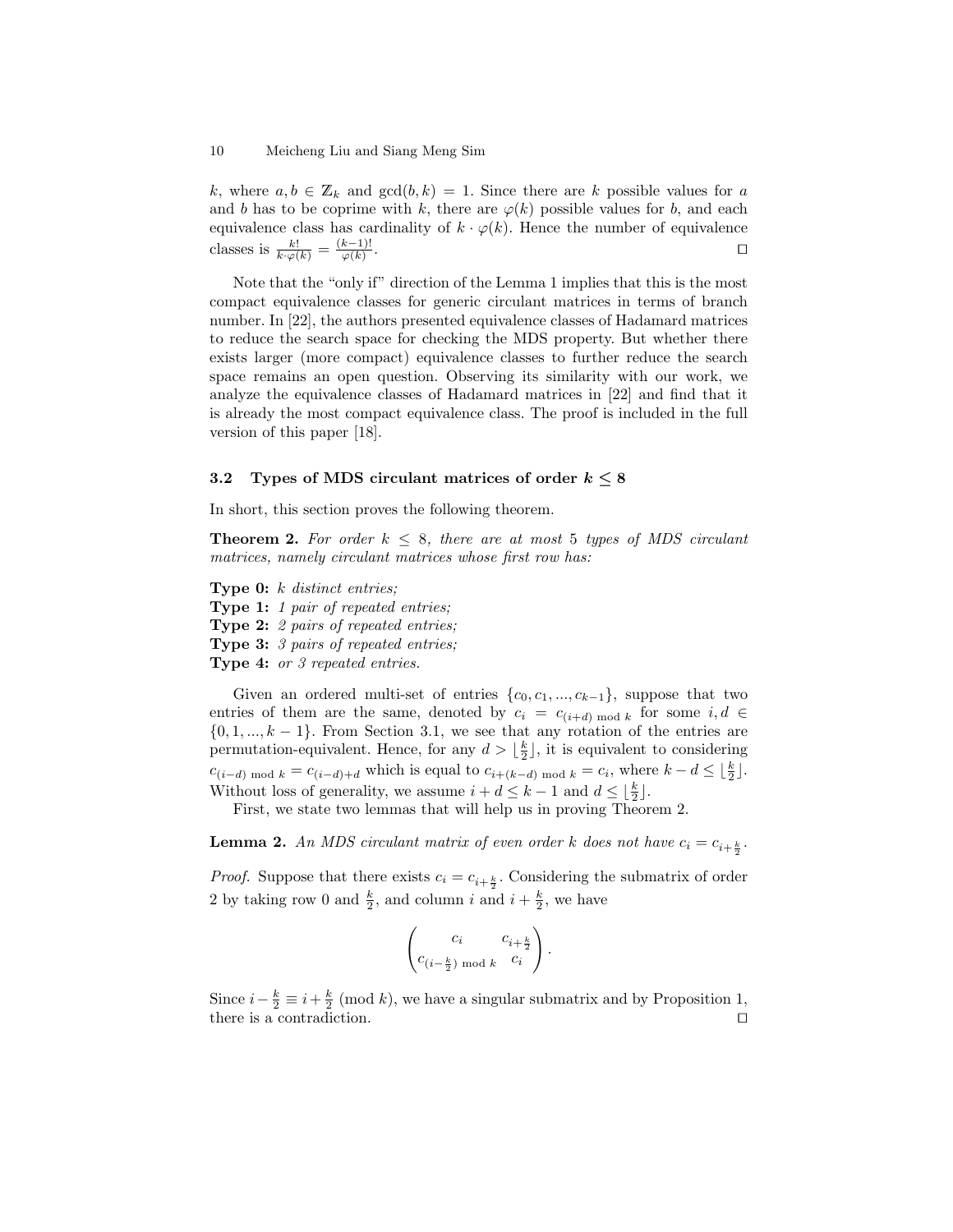$k$, where $a, b \in \mathbb{Z}_k$ and $\gcd(b, k) = 1$. Since there are $k$ possible values for $a$ and $b$ has to be coprime with $k$, there are $\varphi(k)$ possible values for $b$, and each equivalence class has cardinality of $k \cdot \varphi(k)$. Hence the number of equivalence classes is $\frac{k!}{k \cdot \varphi(k)} = \frac{(k-1)!}{\varphi(k)}$. ◻

Note that the "only if" direction of the Lemma 1 implies that this is the most compact equivalence classes for generic circulant matrices in terms of branch number. In [22], the authors presented equivalence classes of Hadamard matrices to reduce the search space for checking the MDS property. But whether there exists larger (more compact) equivalence classes to further reduce the search space remains an open question. Observing its similarity with our work, we analyze the equivalence classes of Hadamard matrices in [22] and find that it is already the most compact equivalence class. The proof is included in the full version of this paper [18].

### 3.2 Types of MDS circulant matrices of order $k \leq 8$

In short, this section proves the following theorem.

**Theorem 2.** *For order $k \leq 8$, there are at most 5 types of MDS circulant matrices, namely circulant matrices whose first row has:*

**Type 0:** *$k$ distinct entries;*
**Type 1:** *1 pair of repeated entries;*
**Type 2:** *2 pairs of repeated entries;*
**Type 3:** *3 pairs of repeated entries;*
**Type 4:** *or 3 repeated entries.*

Given an ordered multi-set of entries $\{c_0, c_1, ..., c_{k-1}\}$, suppose that two entries of them are the same, denoted by $c_i = c_{(i+d) \bmod k}$ for some $i, d \in \{0, 1, ..., k-1\}$. From Section 3.1, we see that any rotation of the entries are permutation-equivalent. Hence, for any $d > \lfloor \frac{k}{2} \rfloor$, it is equivalent to considering $c_{(i-d) \bmod k} = c_{(i-d)+d}$ which is equal to $c_{i+(k-d) \bmod k} = c_i$, where $k - d \leq \lfloor \frac{k}{2} \rfloor$. Without loss of generality, we assume $i + d \leq k - 1$ and $d \leq \lfloor \frac{k}{2} \rfloor$.

First, we state two lemmas that will help us in proving Theorem 2.

**Lemma 2.** *An MDS circulant matrix of even order $k$ does not have $c_i = c_{i+\frac{k}{2}}$.*

*Proof.* Suppose that there exists $c_i = c_{i+\frac{k}{2}}$. Considering the submatrix of order 2 by taking row 0 and $\frac{k}{2}$, and column $i$ and $i + \frac{k}{2}$, we have

$$\begin{pmatrix} c_i & c_{i+\frac{k}{2}} \\ c_{(i-\frac{k}{2}) \bmod k} & c_i \end{pmatrix}.$$

Since $i - \frac{k}{2} \equiv i + \frac{k}{2} \pmod{k}$, we have a singular submatrix and by Proposition 1, there is a contradiction. ◻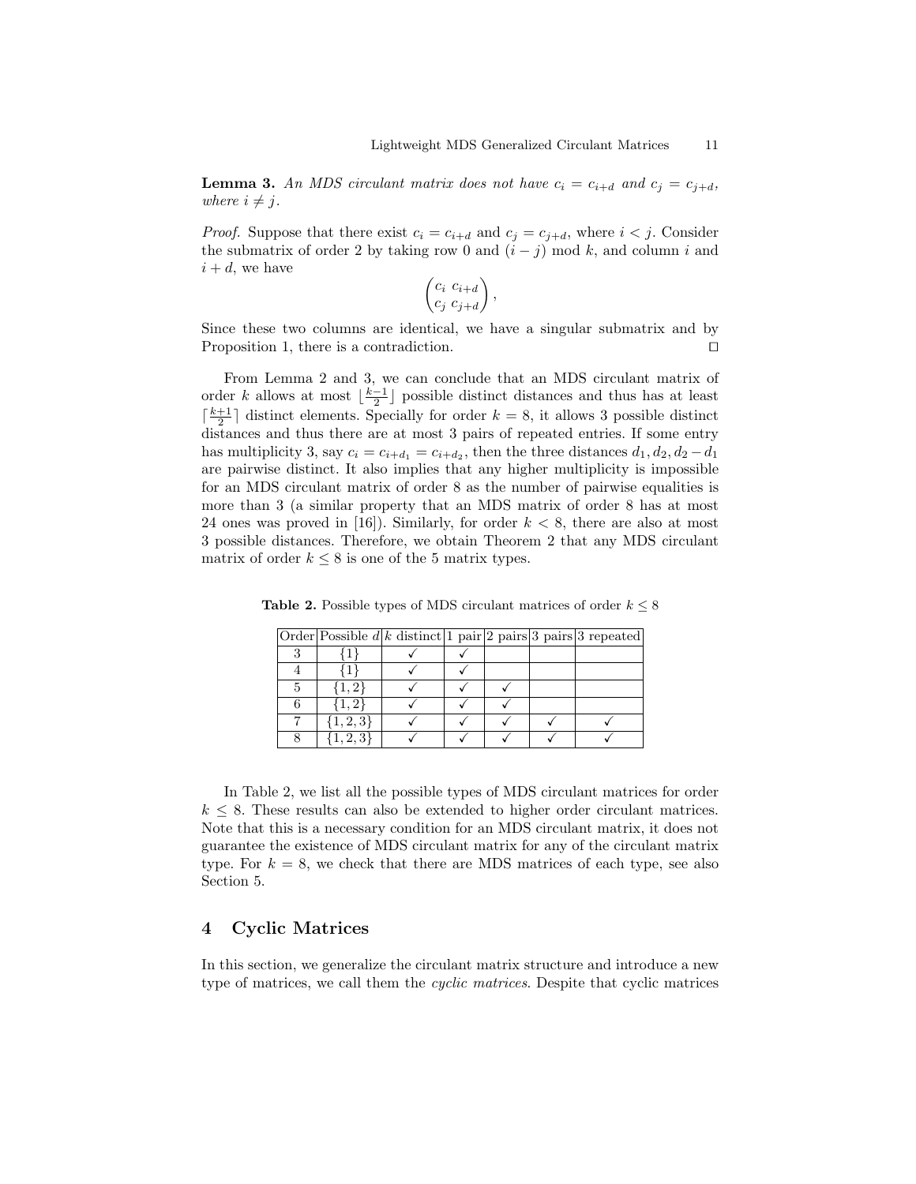**Lemma 3.** *An MDS circulant matrix does not have $c_i = c_{i+d}$ and $c_j = c_{j+d}$, where $i \neq j$.*

*Proof.* Suppose that there exist $c_i = c_{i+d}$ and $c_j = c_{j+d}$, where $i < j$. Consider the submatrix of order 2 by taking row 0 and $(i-j) \bmod k$, and column $i$ and $i+d$, we have

$$\begin{pmatrix} c_i & c_{i+d} \\ c_j & c_{j+d} \end{pmatrix},$$

Since these two columns are identical, we have a singular submatrix and by Proposition 1, there is a contradiction. ◻

From Lemma 2 and 3, we can conclude that an MDS circulant matrix of order $k$ allows at most $\lfloor \frac{k-1}{2} \rfloor$ possible distinct distances and thus has at least $\lceil \frac{k+1}{2} \rceil$ distinct elements. Specially for order $k = 8$, it allows 3 possible distinct distances and thus there are at most 3 pairs of repeated entries. If some entry has multiplicity 3, say $c_i = c_{i+d_1} = c_{i+d_2}$, then the three distances $d_1, d_2, d_2 - d_1$ are pairwise distinct. It also implies that any higher multiplicity is impossible for an MDS circulant matrix of order 8 as the number of pairwise equalities is more than 3 (a similar property that an MDS matrix of order 8 has at most 24 ones was proved in [16]). Similarly, for order $k < 8$, there are also at most 3 possible distances. Therefore, we obtain Theorem 2 that any MDS circulant matrix of order $k \leq 8$ is one of the 5 matrix types.

**Table 2.** Possible types of MDS circulant matrices of order $k \leq 8$

| Order | Possible $d$ | $k$ distinct | 1 pair | 2 pairs | 3 pairs | 3 repeated |
|---|---|---|---|---|---|---|
| 3 | $\{1\}$ | ✓ | ✓ | | | |
| 4 | $\{1\}$ | ✓ | ✓ | | | |
| 5 | $\{1, 2\}$ | ✓ | ✓ | ✓ | | |
| 6 | $\{1, 2\}$ | ✓ | ✓ | ✓ | | |
| 7 | $\{1, 2, 3\}$ | ✓ | ✓ | ✓ | ✓ | ✓ |
| 8 | $\{1, 2, 3\}$ | ✓ | ✓ | ✓ | ✓ | ✓ |

In Table 2, we list all the possible types of MDS circulant matrices for order $k \leq 8$. These results can also be extended to higher order circulant matrices. Note that this is a necessary condition for an MDS circulant matrix, it does not guarantee the existence of MDS circulant matrix for any of the circulant matrix type. For $k = 8$, we check that there are MDS matrices of each type, see also Section 5.

## 4 Cyclic Matrices

In this section, we generalize the circulant matrix structure and introduce a new type of matrices, we call them the *cyclic matrices*. Despite that cyclic matrices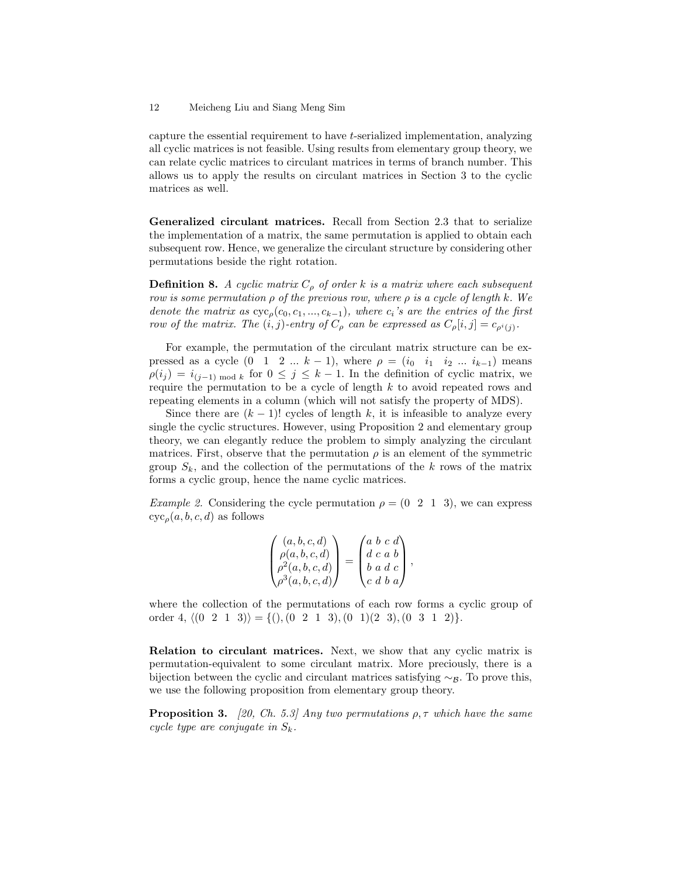capture the essential requirement to have $t$-serialized implementation, analyzing all cyclic matrices is not feasible. Using results from elementary group theory, we can relate cyclic matrices to circulant matrices in terms of branch number. This allows us to apply the results on circulant matrices in Section 3 to the cyclic matrices as well.

**Generalized circulant matrices.** Recall from Section 2.3 that to serialize the implementation of a matrix, the same permutation is applied to obtain each subsequent row. Hence, we generalize the circulant structure by considering other permutations beside the right rotation.

**Definition 8.** *A cyclic matrix $C_\rho$ of order $k$ is a matrix where each subsequent row is some permutation $\rho$ of the previous row, where $\rho$ is a cycle of length $k$. We denote the matrix as $\mathrm{cyc}_\rho(c_0, c_1, ..., c_{k-1})$, where $c_i$'s are the entries of the first row of the matrix. The $(i, j)$-entry of $C_\rho$ can be expressed as $C_\rho[i, j] = c_{\rho^i(j)}$.*

For example, the permutation of the circulant matrix structure can be expressed as a cycle $(0 \;\; 1 \;\; 2 \; ... \; k-1)$, where $\rho = (i_0 \;\; i_1 \;\; i_2 \; ... \; i_{k-1})$ means $\rho(i_j) = i_{(j-1) \bmod k}$ for $0 \le j \le k-1$. In the definition of cyclic matrix, we require the permutation to be a cycle of length $k$ to avoid repeated rows and repeating elements in a column (which will not satisfy the property of MDS).

Since there are $(k-1)!$ cycles of length $k$, it is infeasible to analyze every single the cyclic structures. However, using Proposition 2 and elementary group theory, we can elegantly reduce the problem to simply analyzing the circulant matrices. First, observe that the permutation $\rho$ is an element of the symmetric group $S_k$, and the collection of the permutations of the $k$ rows of the matrix forms a cyclic group, hence the name cyclic matrices.

*Example 2.* Considering the cycle permutation $\rho = (0 \;\; 2 \;\; 1 \;\; 3)$, we can express $\mathrm{cyc}_\rho(a, b, c, d)$ as follows

$$\begin{pmatrix} (a, b, c, d) \\ \rho(a, b, c, d) \\ \rho^2(a, b, c, d) \\ \rho^3(a, b, c, d) \end{pmatrix} = \begin{pmatrix} a & b & c & d \\ d & c & a & b \\ b & a & d & c \\ c & d & b & a \end{pmatrix},$$

where the collection of the permutations of each row forms a cyclic group of order 4, $\langle (0 \;\; 2 \;\; 1 \;\; 3) \rangle = \{(), (0 \;\; 2 \;\; 1 \;\; 3), (0 \;\; 1)(2 \;\; 3), (0 \;\; 3 \;\; 1 \;\; 2)\}$.

**Relation to circulant matrices.** Next, we show that any cyclic matrix is permutation-equivalent to some circulant matrix. More preciously, there is a bijection between the cyclic and circulant matrices satisfying $\sim_\mathcal{B}$. To prove this, we use the following proposition from elementary group theory.

**Proposition 3.** *[20, Ch. 5.3] Any two permutations $\rho, \tau$ which have the same cycle type are conjugate in $S_k$.*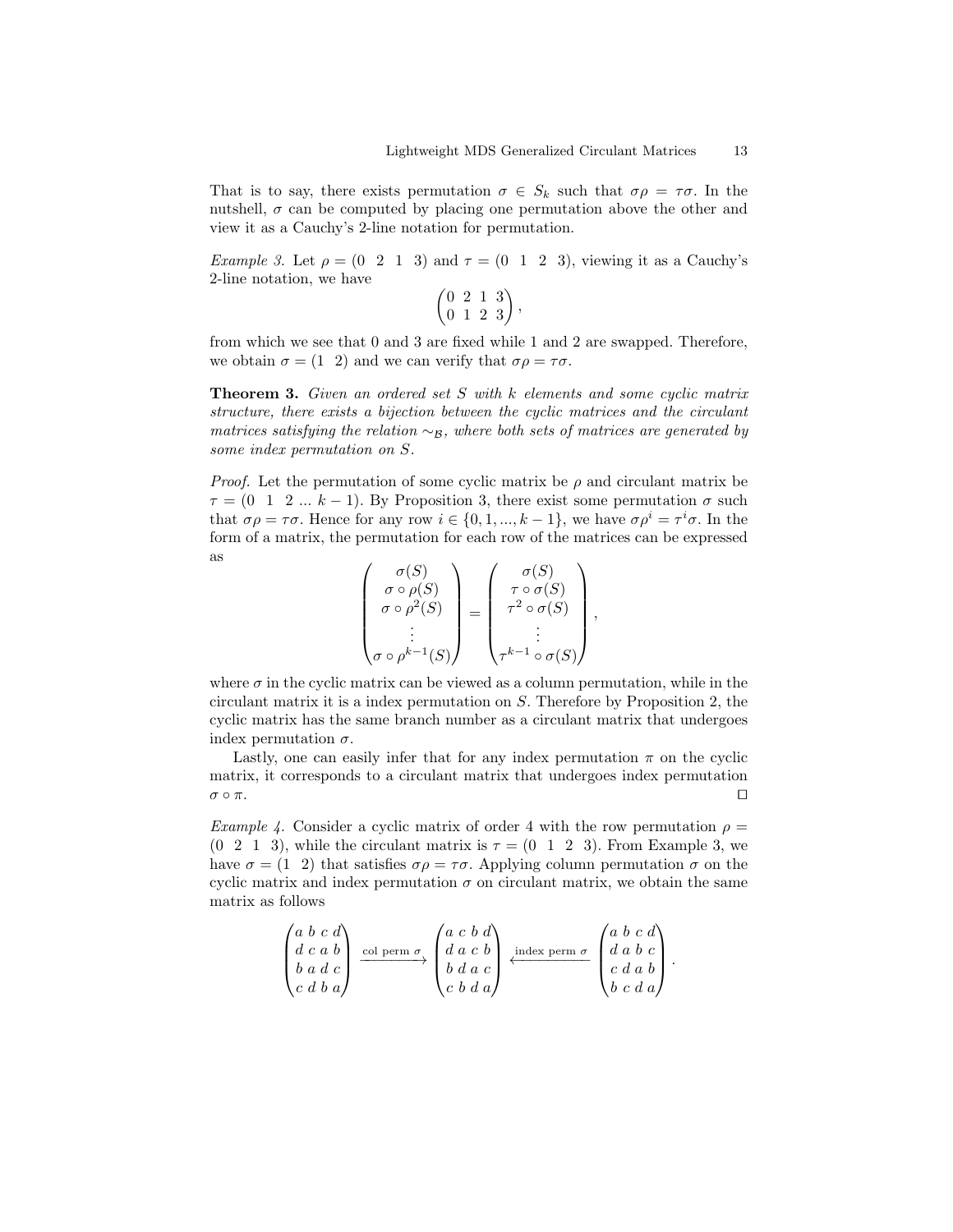That is to say, there exists permutation $\sigma \in S_k$ such that $\sigma\rho = \tau\sigma$. In the nutshell, $\sigma$ can be computed by placing one permutation above the other and view it as a Cauchy's 2-line notation for permutation.

*Example 3.* Let $\rho = (0\ \ 2\ \ 1\ \ 3)$ and $\tau = (0\ \ 1\ \ 2\ \ 3)$, viewing it as a Cauchy's 2-line notation, we have

$$\begin{pmatrix} 0 & 2 & 1 & 3 \\ 0 & 1 & 2 & 3 \end{pmatrix},$$

from which we see that 0 and 3 are fixed while 1 and 2 are swapped. Therefore, we obtain $\sigma = (1\ \ 2)$ and we can verify that $\sigma\rho = \tau\sigma$.

**Theorem 3.** *Given an ordered set $S$ with $k$ elements and some cyclic matrix structure, there exists a bijection between the cyclic matrices and the circulant matrices satisfying the relation $\sim_{\mathcal{B}}$, where both sets of matrices are generated by some index permutation on $S$.*

*Proof.* Let the permutation of some cyclic matrix be $\rho$ and circulant matrix be $\tau = (0\ \ 1\ \ 2\ ...\ k-1)$. By Proposition 3, there exist some permutation $\sigma$ such that $\sigma\rho = \tau\sigma$. Hence for any row $i \in \{0, 1, ..., k-1\}$, we have $\sigma\rho^i = \tau^i\sigma$. In the form of a matrix, the permutation for each row of the matrices can be expressed as

$$\begin{pmatrix} \sigma(S) \\ \sigma \circ \rho(S) \\ \sigma \circ \rho^2(S) \\ \vdots \\ \sigma \circ \rho^{k-1}(S) \end{pmatrix} = \begin{pmatrix} \sigma(S) \\ \tau \circ \sigma(S) \\ \tau^2 \circ \sigma(S) \\ \vdots \\ \tau^{k-1} \circ \sigma(S) \end{pmatrix},$$

where $\sigma$ in the cyclic matrix can be viewed as a column permutation, while in the circulant matrix it is a index permutation on $S$. Therefore by Proposition 2, the cyclic matrix has the same branch number as a circulant matrix that undergoes index permutation $\sigma$.

Lastly, one can easily infer that for any index permutation $\pi$ on the cyclic matrix, it corresponds to a circulant matrix that undergoes index permutation $\sigma \circ \pi$. $\square$

*Example 4.* Consider a cyclic matrix of order 4 with the row permutation $\rho = (0\ \ 2\ \ 1\ \ 3)$, while the circulant matrix is $\tau = (0\ \ 1\ \ 2\ \ 3)$. From Example 3, we have $\sigma = (1\ \ 2)$ that satisfies $\sigma\rho = \tau\sigma$. Applying column permutation $\sigma$ on the cyclic matrix and index permutation $\sigma$ on circulant matrix, we obtain the same matrix as follows

$$\begin{pmatrix} a & b & c & d \\ d & c & a & b \\ b & a & d & c \\ c & d & b & a \end{pmatrix} \xrightarrow{\text{col perm } \sigma} \begin{pmatrix} a & c & b & d \\ d & a & c & b \\ b & d & a & c \\ c & b & d & a \end{pmatrix} \xleftarrow{\text{index perm } \sigma} \begin{pmatrix} a & b & c & d \\ d & a & b & c \\ c & d & a & b \\ b & c & d & a \end{pmatrix}.$$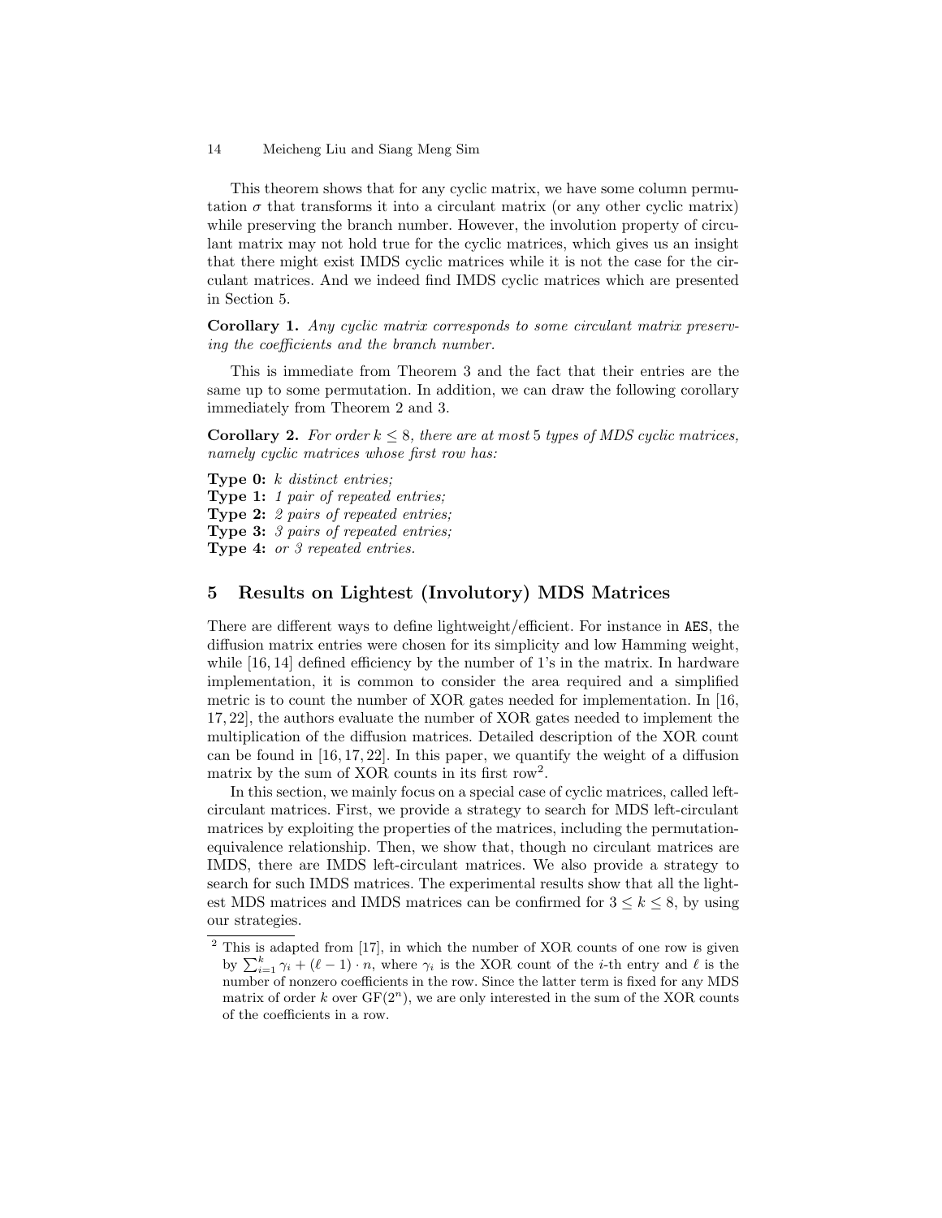This theorem shows that for any cyclic matrix, we have some column permutation $\sigma$ that transforms it into a circulant matrix (or any other cyclic matrix) while preserving the branch number. However, the involution property of circulant matrix may not hold true for the cyclic matrices, which gives us an insight that there might exist IMDS cyclic matrices while it is not the case for the circulant matrices. And we indeed find IMDS cyclic matrices which are presented in Section 5.

**Corollary 1.** *Any cyclic matrix corresponds to some circulant matrix preserving the coefficients and the branch number.*

This is immediate from Theorem 3 and the fact that their entries are the same up to some permutation. In addition, we can draw the following corollary immediately from Theorem 2 and 3.

**Corollary 2.** *For order $k \leq 8$, there are at most 5 types of MDS cyclic matrices, namely cyclic matrices whose first row has:*

**Type 0:** *$k$ distinct entries;*
**Type 1:** *1 pair of repeated entries;*
**Type 2:** *2 pairs of repeated entries;*
**Type 3:** *3 pairs of repeated entries;*
**Type 4:** *or 3 repeated entries.*

## 5 Results on Lightest (Involutory) MDS Matrices

There are different ways to define lightweight/efficient. For instance in AES, the diffusion matrix entries were chosen for its simplicity and low Hamming weight, while [16, 14] defined efficiency by the number of 1's in the matrix. In hardware implementation, it is common to consider the area required and a simplified metric is to count the number of XOR gates needed for implementation. In [16, 17, 22], the authors evaluate the number of XOR gates needed to implement the multiplication of the diffusion matrices. Detailed description of the XOR count can be found in [16, 17, 22]. In this paper, we quantify the weight of a diffusion matrix by the sum of XOR counts in its first row[2].

In this section, we mainly focus on a special case of cyclic matrices, called left-circulant matrices. First, we provide a strategy to search for MDS left-circulant matrices by exploiting the properties of the matrices, including the permutation-equivalence relationship. Then, we show that, though no circulant matrices are IMDS, there are IMDS left-circulant matrices. We also provide a strategy to search for such IMDS matrices. The experimental results show that all the lightest MDS matrices and IMDS matrices can be confirmed for $3 \leq k \leq 8$, by using our strategies.

[2] This is adapted from [17], in which the number of XOR counts of one row is given by $\sum_{i=1}^{k} \gamma_i + (\ell - 1) \cdot n$, where $\gamma_i$ is the XOR count of the $i$-th entry and $\ell$ is the number of nonzero coefficients in the row. Since the latter term is fixed for any MDS matrix of order $k$ over $\mathrm{GF}(2^n)$, we are only interested in the sum of the XOR counts of the coefficients in a row.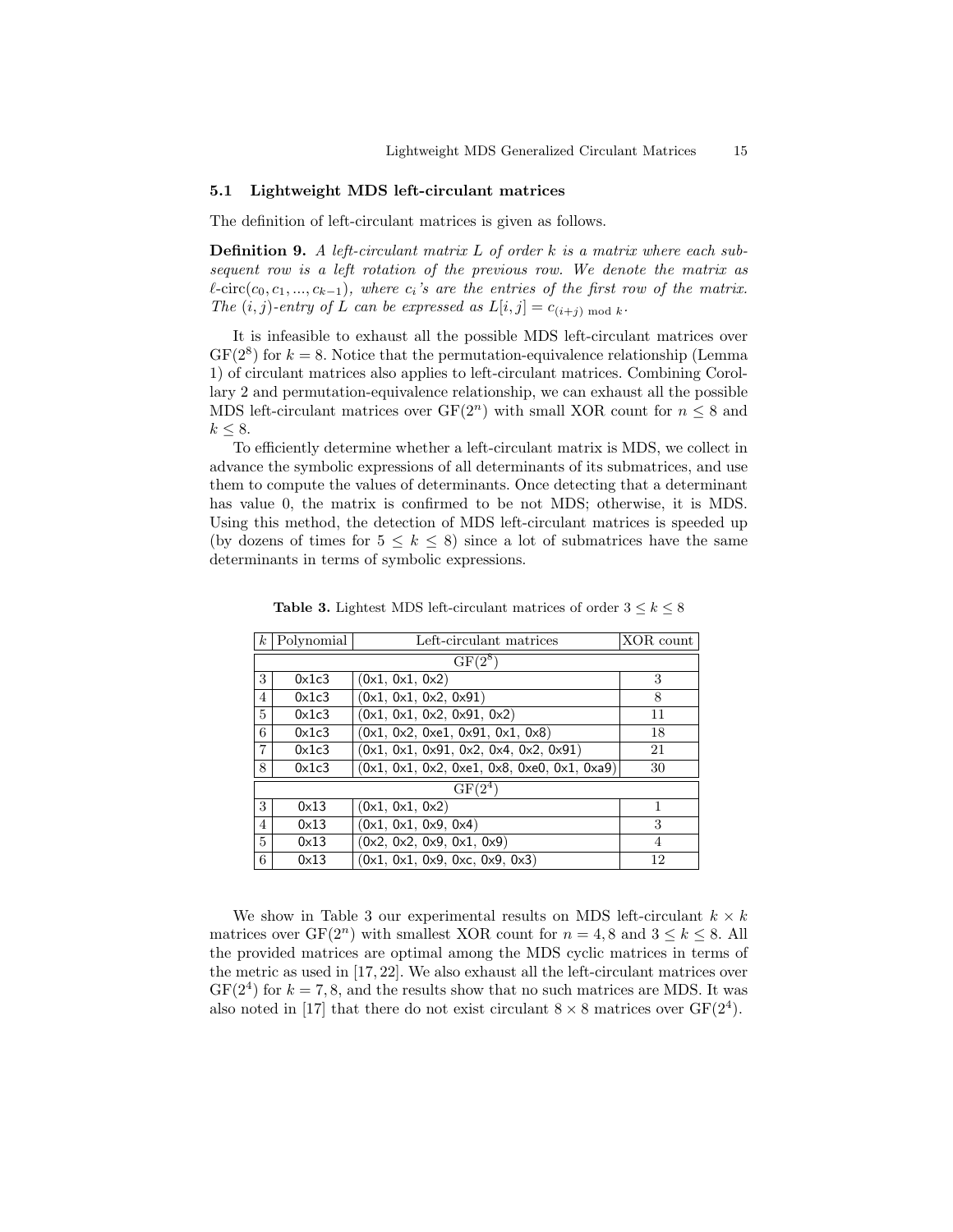### 5.1 Lightweight MDS left-circulant matrices

The definition of left-circulant matrices is given as follows.

**Definition 9.** *A left-circulant matrix $L$ of order $k$ is a matrix where each subsequent row is a left rotation of the previous row. We denote the matrix as $\ell\text{-circ}(c_0, c_1, ..., c_{k-1})$, where $c_i$'s are the entries of the first row of the matrix. The $(i, j)$-entry of $L$ can be expressed as $L[i, j] = c_{(i+j) \bmod k}$.*

It is infeasible to exhaust all the possible MDS left-circulant matrices over $\mathrm{GF}(2^8)$ for $k = 8$. Notice that the permutation-equivalence relationship (Lemma 1) of circulant matrices also applies to left-circulant matrices. Combining Corollary 2 and permutation-equivalence relationship, we can exhaust all the possible MDS left-circulant matrices over $\mathrm{GF}(2^n)$ with small XOR count for $n \leq 8$ and $k \leq 8$.

To efficiently determine whether a left-circulant matrix is MDS, we collect in advance the symbolic expressions of all determinants of its submatrices, and use them to compute the values of determinants. Once detecting that a determinant has value 0, the matrix is confirmed to be not MDS; otherwise, it is MDS. Using this method, the detection of MDS left-circulant matrices is speeded up (by dozens of times for $5 \leq k \leq 8$) since a lot of submatrices have the same determinants in terms of symbolic expressions.

**Table 3.** Lightest MDS left-circulant matrices of order $3 \leq k \leq 8$

| $k$ | Polynomial | Left-circulant matrices | XOR count |
|---|---|---|---|
| | | $\mathrm{GF}(2^8)$ | |
| 3 | 0x1c3 | (0x1, 0x1, 0x2) | 3 |
| 4 | 0x1c3 | (0x1, 0x1, 0x2, 0x91) | 8 |
| 5 | 0x1c3 | (0x1, 0x1, 0x2, 0x91, 0x2) | 11 |
| 6 | 0x1c3 | (0x1, 0x2, 0xe1, 0x91, 0x1, 0x8) | 18 |
| 7 | 0x1c3 | (0x1, 0x1, 0x91, 0x2, 0x4, 0x2, 0x91) | 21 |
| 8 | 0x1c3 | (0x1, 0x1, 0x2, 0xe1, 0x8, 0xe0, 0x1, 0xa9) | 30 |
| | | $\mathrm{GF}(2^4)$ | |
| 3 | 0x13 | (0x1, 0x1, 0x2) | 1 |
| 4 | 0x13 | (0x1, 0x1, 0x9, 0x4) | 3 |
| 5 | 0x13 | (0x2, 0x2, 0x9, 0x1, 0x9) | 4 |
| 6 | 0x13 | (0x1, 0x1, 0x9, 0xc, 0x9, 0x3) | 12 |

We show in Table 3 our experimental results on MDS left-circulant $k \times k$ matrices over $\mathrm{GF}(2^n)$ with smallest XOR count for $n = 4, 8$ and $3 \leq k \leq 8$. All the provided matrices are optimal among the MDS cyclic matrices in terms of the metric as used in [17, 22]. We also exhaust all the left-circulant matrices over $\mathrm{GF}(2^4)$ for $k = 7, 8$, and the results show that no such matrices are MDS. It was also noted in [17] that there do not exist circulant $8 \times 8$ matrices over $\mathrm{GF}(2^4)$.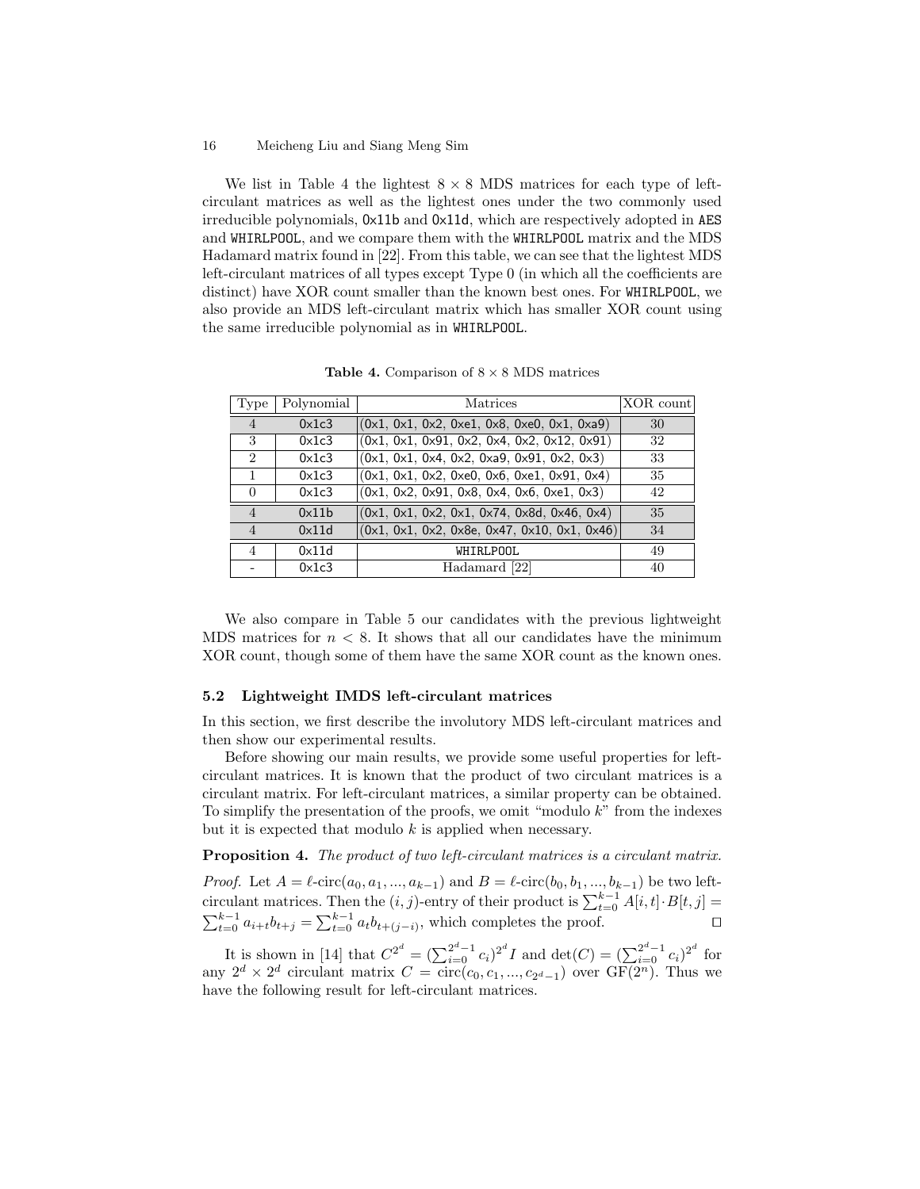We list in Table 4 the lightest 8 × 8 MDS matrices for each type of left-circulant matrices as well as the lightest ones under the two commonly used irreducible polynomials, `0x11b` and `0x11d`, which are respectively adopted in `AES` and `WHIRLPOOL`, and we compare them with the `WHIRLPOOL` matrix and the MDS Hadamard matrix found in [22]. From this table, we can see that the lightest MDS left-circulant matrices of all types except Type 0 (in which all the coefficients are distinct) have XOR count smaller than the known best ones. For `WHIRLPOOL`, we also provide an MDS left-circulant matrix which has smaller XOR count using the same irreducible polynomial as in `WHIRLPOOL`.

**Table 4.** Comparison of 8 × 8 MDS matrices

| Type | Polynomial | Matrices | XOR count |
|---|---|---|---|
| 4 | 0x1c3 | (0x1, 0x1, 0x2, 0xe1, 0x8, 0xe0, 0x1, 0xa9) | 30 |
| 3 | 0x1c3 | (0x1, 0x1, 0x91, 0x2, 0x4, 0x2, 0x12, 0x91) | 32 |
| 2 | 0x1c3 | (0x1, 0x1, 0x4, 0x2, 0xa9, 0x91, 0x2, 0x3) | 33 |
| 1 | 0x1c3 | (0x1, 0x1, 0x2, 0xe0, 0x6, 0xe1, 0x91, 0x4) | 35 |
| 0 | 0x1c3 | (0x1, 0x2, 0x91, 0x8, 0x4, 0x6, 0xe1, 0x3) | 42 |
| 4 | 0x11b | (0x1, 0x1, 0x2, 0x1, 0x74, 0x8d, 0x46, 0x4) | 35 |
| 4 | 0x11d | (0x1, 0x1, 0x2, 0x8e, 0x47, 0x10, 0x1, 0x46) | 34 |
| 4 | 0x11d | WHIRLPOOL | 49 |
| - | 0x1c3 | Hadamard [22] | 40 |

We also compare in Table 5 our candidates with the previous lightweight MDS matrices for $n < 8$. It shows that all our candidates have the minimum XOR count, though some of them have the same XOR count as the known ones.

### 5.2 Lightweight IMDS left-circulant matrices

In this section, we first describe the involutory MDS left-circulant matrices and then show our experimental results.

Before showing our main results, we provide some useful properties for left-circulant matrices. It is known that the product of two circulant matrices is a circulant matrix. For left-circulant matrices, a similar property can be obtained. To simplify the presentation of the proofs, we omit "modulo $k$" from the indexes but it is expected that modulo $k$ is applied when necessary.

**Proposition 4.** *The product of two left-circulant matrices is a circulant matrix.*

*Proof.* Let $A = \ell\text{-circ}(a_0, a_1, ..., a_{k-1})$ and $B = \ell\text{-circ}(b_0, b_1, ..., b_{k-1})$ be two left-circulant matrices. Then the $(i, j)$-entry of their product is $\sum_{t=0}^{k-1} A[i,t] \cdot B[t,j] = \sum_{t=0}^{k-1} a_{i+t} b_{t+j} = \sum_{t=0}^{k-1} a_t b_{t+(j-i)}$, which completes the proof. ◻

It is shown in [14] that $C^{2^d} = (\sum_{i=0}^{2^d-1} c_i)^{2^d} I$ and $\det(C) = (\sum_{i=0}^{2^d-1} c_i)^{2^d}$ for any $2^d \times 2^d$ circulant matrix $C = \text{circ}(c_0, c_1, ..., c_{2^d-1})$ over $\text{GF}(2^n)$. Thus we have the following result for left-circulant matrices.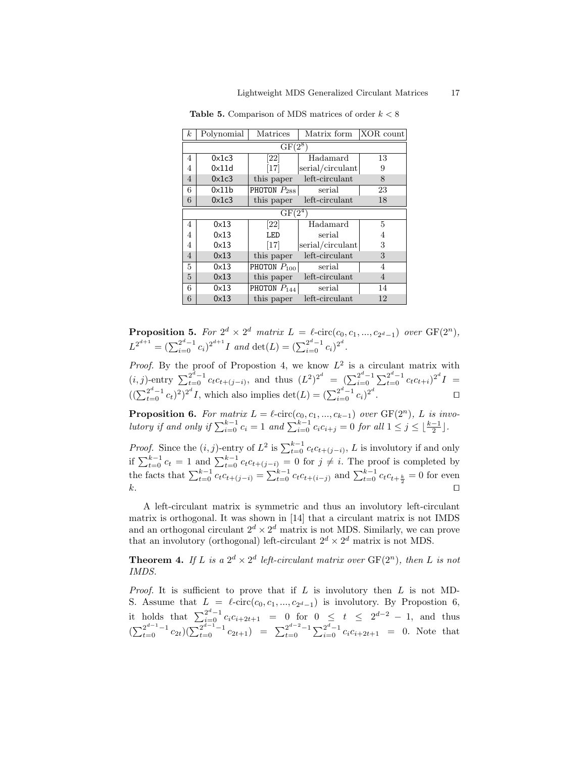**Table 5.** Comparison of MDS matrices of order $k < 8$

| $k$ | Polynomial | Matrices | Matrix form | XOR count |
|---|---|---|---|---|
| $\mathrm{GF}(2^8)$ | | | | |
| 4 | 0x1c3 | [22] | Hadamard | 13 |
| 4 | 0x11d | [17] | serial/circulant | 9 |
| 4 | 0x1c3 | this paper | left-circulant | 8 |
| 6 | 0x11b | PHOTON $P_{288}$ | serial | 23 |
| 6 | 0x1c3 | this paper | left-circulant | 18 |
| $\mathrm{GF}(2^4)$ | | | | |
| 4 | 0x13 | [22] | Hadamard | 5 |
| 4 | 0x13 | LED | serial | 4 |
| 4 | 0x13 | [17] | serial/circulant | 3 |
| 4 | 0x13 | this paper | left-circulant | 3 |
| 5 | 0x13 | PHOTON $P_{100}$ | serial | 4 |
| 5 | 0x13 | this paper | left-circulant | 4 |
| 6 | 0x13 | PHOTON $P_{144}$ | serial | 14 |
| 6 | 0x13 | this paper | left-circulant | 12 |

**Proposition 5.** *For $2^d \times 2^d$ matrix $L = \ell\text{-circ}(c_0, c_1, ..., c_{2^d-1})$ over $\mathrm{GF}(2^n)$, $L^{2^{d+1}} = (\sum_{i=0}^{2^d-1} c_i)^{2^{d+1}} I$ and $\det(L) = (\sum_{i=0}^{2^d-1} c_i)^{2^d}$.*

*Proof.* By the proof of Propostion 4, we know $L^2$ is a circulant matrix with $(i,j)$-entry $\sum_{t=0}^{2^d-1} c_t c_{t+(j-i)}$, and thus $(L^2)^{2^d} = (\sum_{i=0}^{2^d-1} \sum_{t=0}^{2^d-1} c_t c_{t+i})^{2^d} I = ((\sum_{t=0}^{2^d-1} c_t)^2)^{2^d} I$, which also implies $\det(L) = (\sum_{i=0}^{2^d-1} c_i)^{2^d}$. □

**Proposition 6.** *For matrix $L = \ell\text{-circ}(c_0, c_1, ..., c_{k-1})$ over $\mathrm{GF}(2^n)$, $L$ is involutory if and only if $\sum_{i=0}^{k-1} c_i = 1$ and $\sum_{i=0}^{k-1} c_i c_{i+j} = 0$ for all $1 \leq j \leq \lfloor \frac{k-1}{2} \rfloor$.*

*Proof.* Since the $(i,j)$-entry of $L^2$ is $\sum_{t=0}^{k-1} c_t c_{t+(j-i)}$, $L$ is involutory if and only if $\sum_{t=0}^{k-1} c_t = 1$ and $\sum_{t=0}^{k-1} c_t c_{t+(j-i)} = 0$ for $j \neq i$. The proof is completed by the facts that $\sum_{t=0}^{k-1} c_t c_{t+(j-i)} = \sum_{t=0}^{k-1} c_t c_{t+(i-j)}$ and $\sum_{t=0}^{k-1} c_t c_{t+\frac{k}{2}} = 0$ for even $k$. □

A left-circulant matrix is symmetric and thus an involutory left-circulant matrix is orthogonal. It was shown in [14] that a circulant matrix is not IMDS and an orthogonal circulant $2^d \times 2^d$ matrix is not MDS. Similarly, we can prove that an involutory (orthogonal) left-circulant $2^d \times 2^d$ matrix is not MDS.

**Theorem 4.** *If $L$ is a $2^d \times 2^d$ left-circulant matrix over $\mathrm{GF}(2^n)$, then $L$ is not IMDS.*

*Proof.* It is sufficient to prove that if $L$ is involutory then $L$ is not MDS. Assume that $L = \ell\text{-circ}(c_0, c_1, ..., c_{2^d-1})$ is involutory. By Propostion 6, it holds that $\sum_{i=0}^{2^d-1} c_i c_{i+2t+1} = 0$ for $0 \leq t \leq 2^{d-2} - 1$, and thus $(\sum_{t=0}^{2^{d-1}-1} c_{2t})(\sum_{t=0}^{2^{d-1}-1} c_{2t+1}) = \sum_{t=0}^{2^{d-2}-1} \sum_{i=0}^{2^d-1} c_i c_{i+2t+1} = 0$. Note that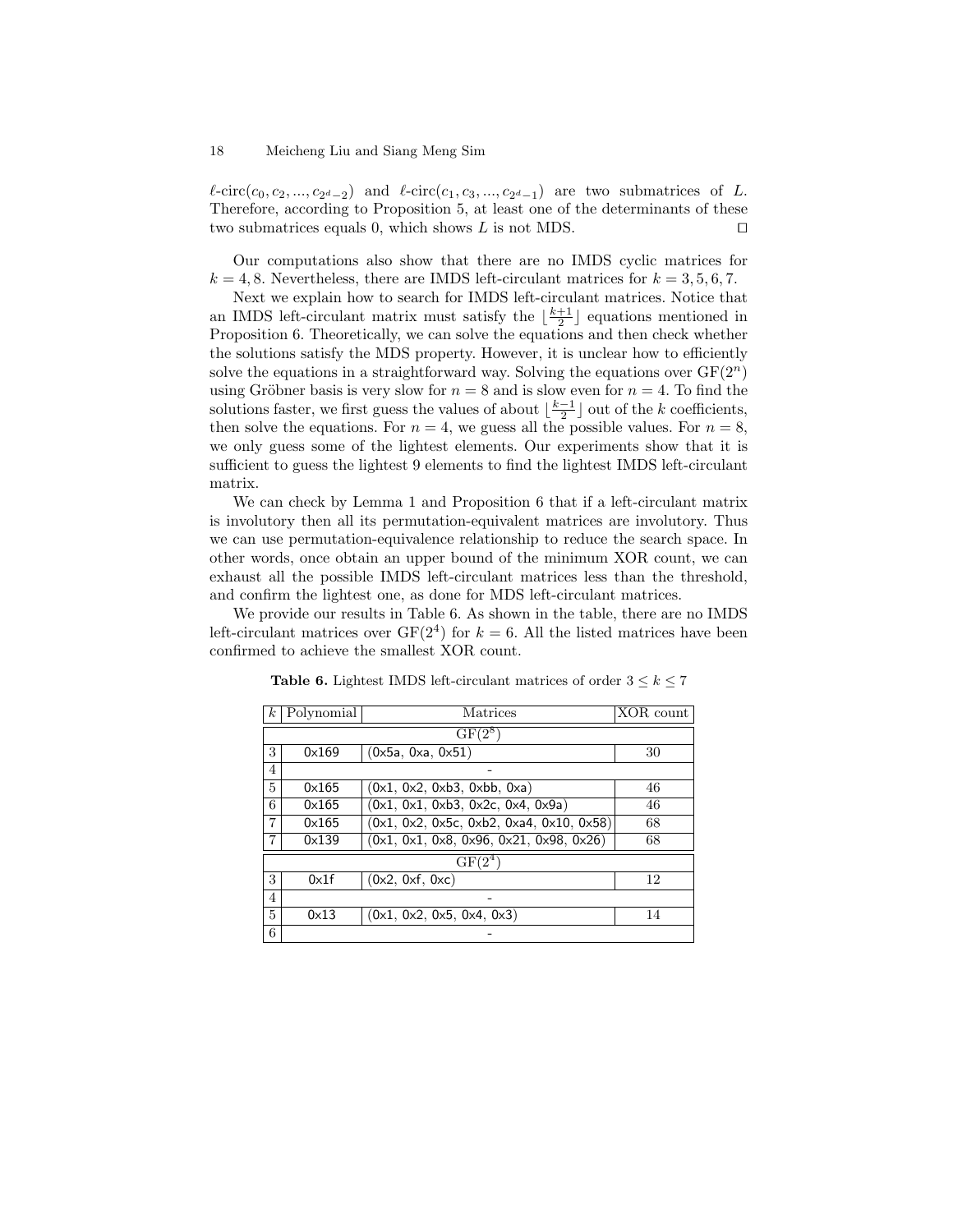$\ell$-circ$(c_0, c_2, ..., c_{2^d-2})$ and $\ell$-circ$(c_1, c_3, ..., c_{2^d-1})$ are two submatrices of $L$. Therefore, according to Proposition 5, at least one of the determinants of these two submatrices equals 0, which shows $L$ is not MDS. ◻

Our computations also show that there are no IMDS cyclic matrices for $k = 4, 8$. Nevertheless, there are IMDS left-circulant matrices for $k = 3, 5, 6, 7$.

Next we explain how to search for IMDS left-circulant matrices. Notice that an IMDS left-circulant matrix must satisfy the $\lfloor \frac{k+1}{2} \rfloor$ equations mentioned in Proposition 6. Theoretically, we can solve the equations and then check whether the solutions satisfy the MDS property. However, it is unclear how to efficiently solve the equations in a straightforward way. Solving the equations over GF$(2^n)$ using Gröbner basis is very slow for $n = 8$ and is slow even for $n = 4$. To find the solutions faster, we first guess the values of about $\lfloor \frac{k-1}{2} \rfloor$ out of the $k$ coefficients, then solve the equations. For $n = 4$, we guess all the possible values. For $n = 8$, we only guess some of the lightest elements. Our experiments show that it is sufficient to guess the lightest 9 elements to find the lightest IMDS left-circulant matrix.

We can check by Lemma 1 and Proposition 6 that if a left-circulant matrix is involutory then all its permutation-equivalent matrices are involutory. Thus we can use permutation-equivalence relationship to reduce the search space. In other words, once obtain an upper bound of the minimum XOR count, we can exhaust all the possible IMDS left-circulant matrices less than the threshold, and confirm the lightest one, as done for MDS left-circulant matrices.

We provide our results in Table 6. As shown in the table, there are no IMDS left-circulant matrices over GF$(2^4)$ for $k = 6$. All the listed matrices have been confirmed to achieve the smallest XOR count.

**Table 6.** Lightest IMDS left-circulant matrices of order $3 \leq k \leq 7$

| $k$ | Polynomial | Matrices | XOR count |
|---|---|---|---|
| | | GF$(2^8)$ | |
| 3 | 0x169 | (0x5a, 0xa, 0x51) | 30 |
| 4 | | - | |
| 5 | 0x165 | (0x1, 0x2, 0xb3, 0xbb, 0xa) | 46 |
| 6 | 0x165 | (0x1, 0x1, 0xb3, 0x2c, 0x4, 0x9a) | 46 |
| 7 | 0x165 | (0x1, 0x2, 0x5c, 0xb2, 0xa4, 0x10, 0x58) | 68 |
| 7 | 0x139 | (0x1, 0x1, 0x8, 0x96, 0x21, 0x98, 0x26) | 68 |
| | | GF$(2^4)$ | |
| 3 | 0x1f | (0x2, 0xf, 0xc) | 12 |
| 4 | | - | |
| 5 | 0x13 | (0x1, 0x2, 0x5, 0x4, 0x3) | 14 |
| 6 | | - | |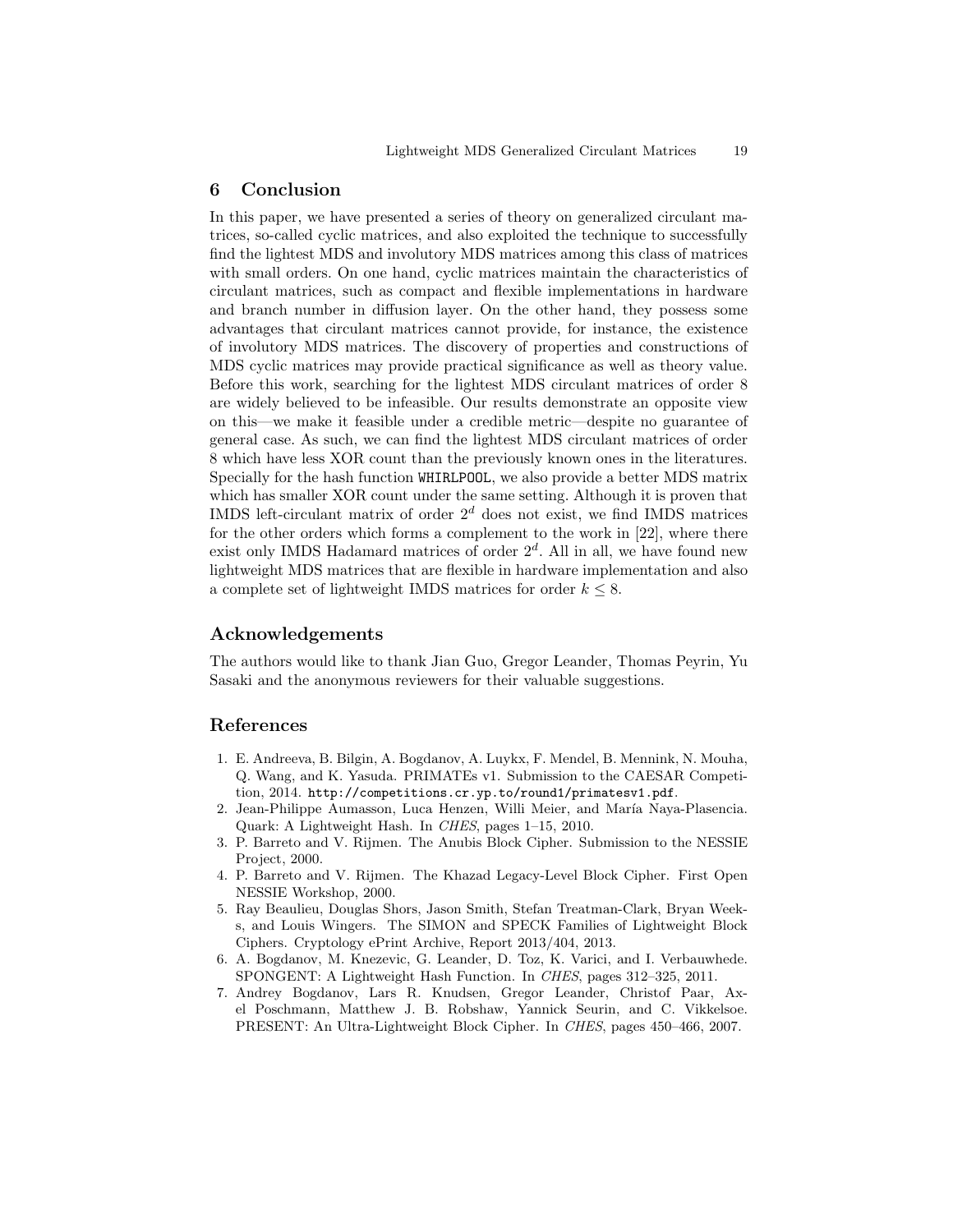## 6 Conclusion

In this paper, we have presented a series of theory on generalized circulant matrices, so-called cyclic matrices, and also exploited the technique to successfully find the lightest MDS and involutory MDS matrices among this class of matrices with small orders. On one hand, cyclic matrices maintain the characteristics of circulant matrices, such as compact and flexible implementations in hardware and branch number in diffusion layer. On the other hand, they possess some advantages that circulant matrices cannot provide, for instance, the existence of involutory MDS matrices. The discovery of properties and constructions of MDS cyclic matrices may provide practical significance as well as theory value. Before this work, searching for the lightest MDS circulant matrices of order 8 are widely believed to be infeasible. Our results demonstrate an opposite view on this—we make it feasible under a credible metric—despite no guarantee of general case. As such, we can find the lightest MDS circulant matrices of order 8 which have less XOR count than the previously known ones in the literatures. Specially for the hash function WHIRLPOOL, we also provide a better MDS matrix which has smaller XOR count under the same setting. Although it is proven that IMDS left-circulant matrix of order $2^d$ does not exist, we find IMDS matrices for the other orders which forms a complement to the work in [22], where there exist only IMDS Hadamard matrices of order $2^d$. All in all, we have found new lightweight MDS matrices that are flexible in hardware implementation and also a complete set of lightweight IMDS matrices for order $k \leq 8$.

## Acknowledgements

The authors would like to thank Jian Guo, Gregor Leander, Thomas Peyrin, Yu Sasaki and the anonymous reviewers for their valuable suggestions.

## References

1. E. Andreeva, B. Bilgin, A. Bogdanov, A. Luykx, F. Mendel, B. Mennink, N. Mouha, Q. Wang, and K. Yasuda. PRIMATEs v1. Submission to the CAESAR Competition, 2014. http://competitions.cr.yp.to/round1/primatesv1.pdf.
2. Jean-Philippe Aumasson, Luca Henzen, Willi Meier, and María Naya-Plasencia. Quark: A Lightweight Hash. In *CHES*, pages 1–15, 2010.
3. P. Barreto and V. Rijmen. The Anubis Block Cipher. Submission to the NESSIE Project, 2000.
4. P. Barreto and V. Rijmen. The Khazad Legacy-Level Block Cipher. First Open NESSIE Workshop, 2000.
5. Ray Beaulieu, Douglas Shors, Jason Smith, Stefan Treatman-Clark, Bryan Weeks, and Louis Wingers. The SIMON and SPECK Families of Lightweight Block Ciphers. Cryptology ePrint Archive, Report 2013/404, 2013.
6. A. Bogdanov, M. Knezevic, G. Leander, D. Toz, K. Varici, and I. Verbauwhede. SPONGENT: A Lightweight Hash Function. In *CHES*, pages 312–325, 2011.
7. Andrey Bogdanov, Lars R. Knudsen, Gregor Leander, Christof Paar, Axel Poschmann, Matthew J. B. Robshaw, Yannick Seurin, and C. Vikkelsoe. PRESENT: An Ultra-Lightweight Block Cipher. In *CHES*, pages 450–466, 2007.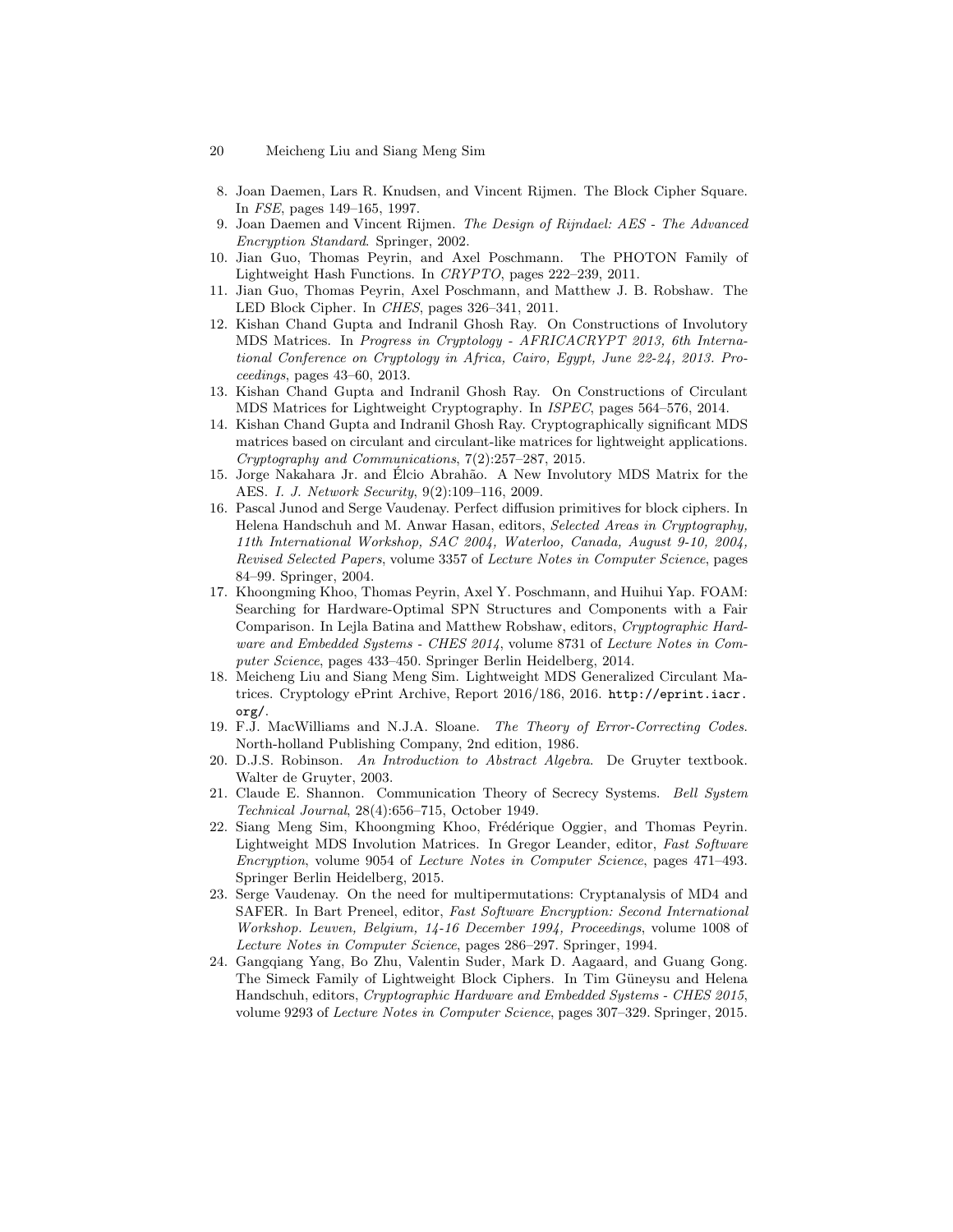8. Joan Daemen, Lars R. Knudsen, and Vincent Rijmen. The Block Cipher Square. In *FSE*, pages 149–165, 1997.
9. Joan Daemen and Vincent Rijmen. *The Design of Rijndael: AES - The Advanced Encryption Standard*. Springer, 2002.
10. Jian Guo, Thomas Peyrin, and Axel Poschmann. The PHOTON Family of Lightweight Hash Functions. In *CRYPTO*, pages 222–239, 2011.
11. Jian Guo, Thomas Peyrin, Axel Poschmann, and Matthew J. B. Robshaw. The LED Block Cipher. In *CHES*, pages 326–341, 2011.
12. Kishan Chand Gupta and Indranil Ghosh Ray. On Constructions of Involutory MDS Matrices. In *Progress in Cryptology - AFRICACRYPT 2013, 6th International Conference on Cryptology in Africa, Cairo, Egypt, June 22-24, 2013. Proceedings*, pages 43–60, 2013.
13. Kishan Chand Gupta and Indranil Ghosh Ray. On Constructions of Circulant MDS Matrices for Lightweight Cryptography. In *ISPEC*, pages 564–576, 2014.
14. Kishan Chand Gupta and Indranil Ghosh Ray. Cryptographically significant MDS matrices based on circulant and circulant-like matrices for lightweight applications. *Cryptography and Communications*, 7(2):257–287, 2015.
15. Jorge Nakahara Jr. and Élcio Abrahão. A New Involutory MDS Matrix for the AES. *I. J. Network Security*, 9(2):109–116, 2009.
16. Pascal Junod and Serge Vaudenay. Perfect diffusion primitives for block ciphers. In Helena Handschuh and M. Anwar Hasan, editors, *Selected Areas in Cryptography, 11th International Workshop, SAC 2004, Waterloo, Canada, August 9-10, 2004, Revised Selected Papers*, volume 3357 of *Lecture Notes in Computer Science*, pages 84–99. Springer, 2004.
17. Khoongming Khoo, Thomas Peyrin, Axel Y. Poschmann, and Huihui Yap. FOAM: Searching for Hardware-Optimal SPN Structures and Components with a Fair Comparison. In Lejla Batina and Matthew Robshaw, editors, *Cryptographic Hardware and Embedded Systems - CHES 2014*, volume 8731 of *Lecture Notes in Computer Science*, pages 433–450. Springer Berlin Heidelberg, 2014.
18. Meicheng Liu and Siang Meng Sim. Lightweight MDS Generalized Circulant Matrices. Cryptology ePrint Archive, Report 2016/186, 2016. `http://eprint.iacr.org/`.
19. F.J. MacWilliams and N.J.A. Sloane. *The Theory of Error-Correcting Codes*. North-holland Publishing Company, 2nd edition, 1986.
20. D.J.S. Robinson. *An Introduction to Abstract Algebra*. De Gruyter textbook. Walter de Gruyter, 2003.
21. Claude E. Shannon. Communication Theory of Secrecy Systems. *Bell System Technical Journal*, 28(4):656–715, October 1949.
22. Siang Meng Sim, Khoongming Khoo, Frédérique Oggier, and Thomas Peyrin. Lightweight MDS Involution Matrices. In Gregor Leander, editor, *Fast Software Encryption*, volume 9054 of *Lecture Notes in Computer Science*, pages 471–493. Springer Berlin Heidelberg, 2015.
23. Serge Vaudenay. On the need for multipermutations: Cryptanalysis of MD4 and SAFER. In Bart Preneel, editor, *Fast Software Encryption: Second International Workshop. Leuven, Belgium, 14-16 December 1994, Proceedings*, volume 1008 of *Lecture Notes in Computer Science*, pages 286–297. Springer, 1994.
24. Gangqiang Yang, Bo Zhu, Valentin Suder, Mark D. Aagaard, and Guang Gong. The Simeck Family of Lightweight Block Ciphers. In Tim Güneysu and Helena Handschuh, editors, *Cryptographic Hardware and Embedded Systems - CHES 2015*, volume 9293 of *Lecture Notes in Computer Science*, pages 307–329. Springer, 2015.